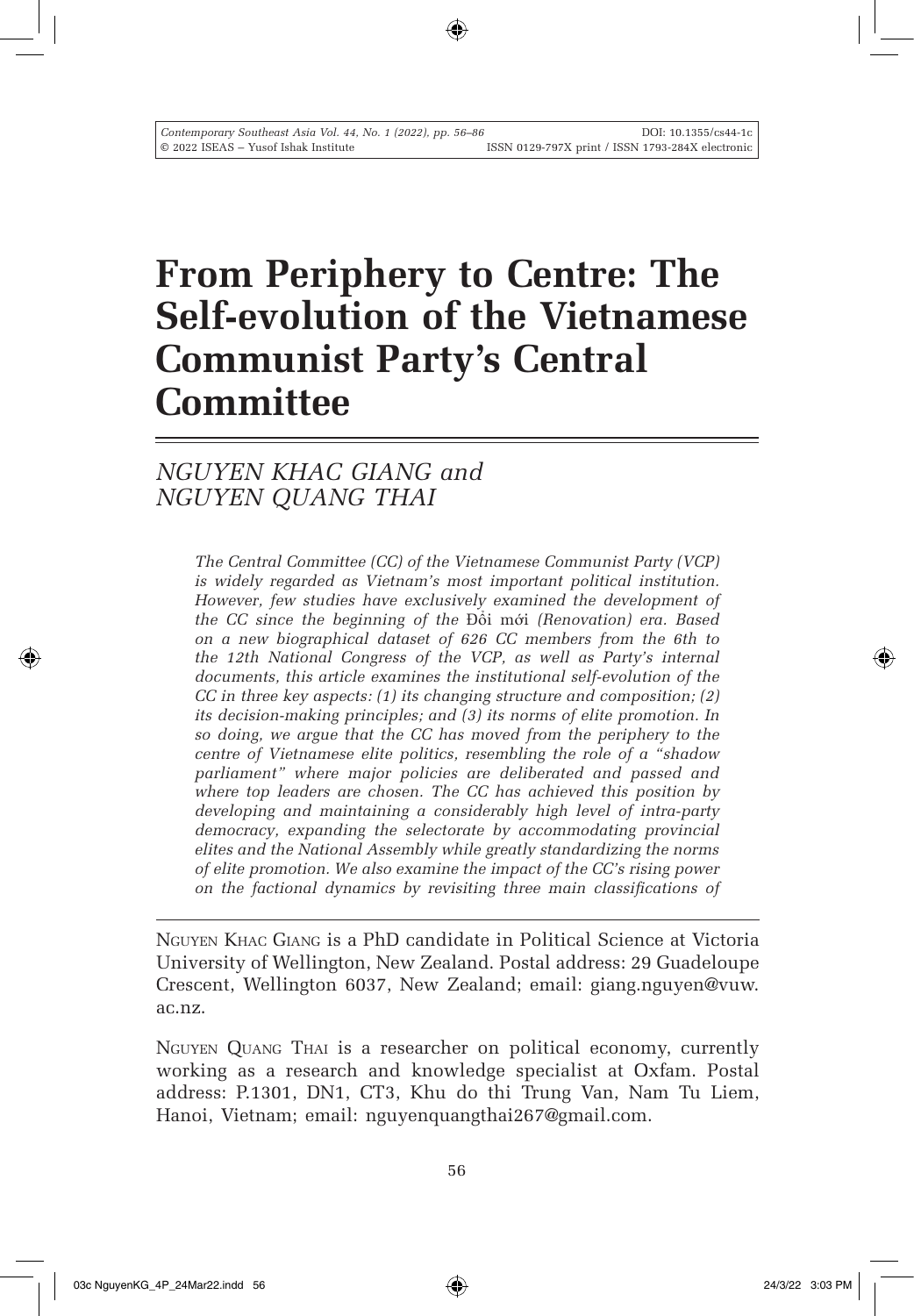# From Periphery to Centre: The Self-evolution of the Vietnamese Communist Party's Central Committee

*NGUYEN KHAC GIANG and NGUYEN QUANG THAI*

*The Central Committee (CC) of the Vietnamese Communist Party (VCP) is widely regarded as Vietnam's most important political institution. However, few studies have exclusively examined the development of the CC since the beginning of the* Đổi mới *(Renovation) era. Based on a new biographical dataset of 626 CC members from the 6th to the 12th National Congress of the VCP, as well as Party's internal documents, this article examines the institutional self-evolution of the CC in three key aspects: (1) its changing structure and composition; (2) its decision-making principles; and (3) its norms of elite promotion. In so doing, we argue that the CC has moved from the periphery to the centre of Vietnamese elite politics, resembling the role of a "shadow parliament" where major policies are deliberated and passed and where top leaders are chosen. The CC has achieved this position by developing and maintaining a considerably high level of intra-party democracy, expanding the selectorate by accommodating provincial elites and the National Assembly while greatly standardizing the norms of elite promotion. We also examine the impact of the CC's rising power on the factional dynamics by revisiting three main classifications of*

---

NGUYEN KHAC GIANG is a PhD candidate in Political Science at Victoria University of Wellington, New Zealand. Postal address: 29 Guadeloupe Crescent, Wellington 6037, New Zealand; email: giang.nguyen@vuw.ac.nz.

NGUYEN QUANG THAI is a researcher on political economy, currently working as a research and knowledge specialist at Oxfam. Postal address: P.1301, DN1, CT3, Khu do thi Trung Van, Nam Tu Liem, Hanoi, Vietnam; email: nguyenquangthai267@gmail.com.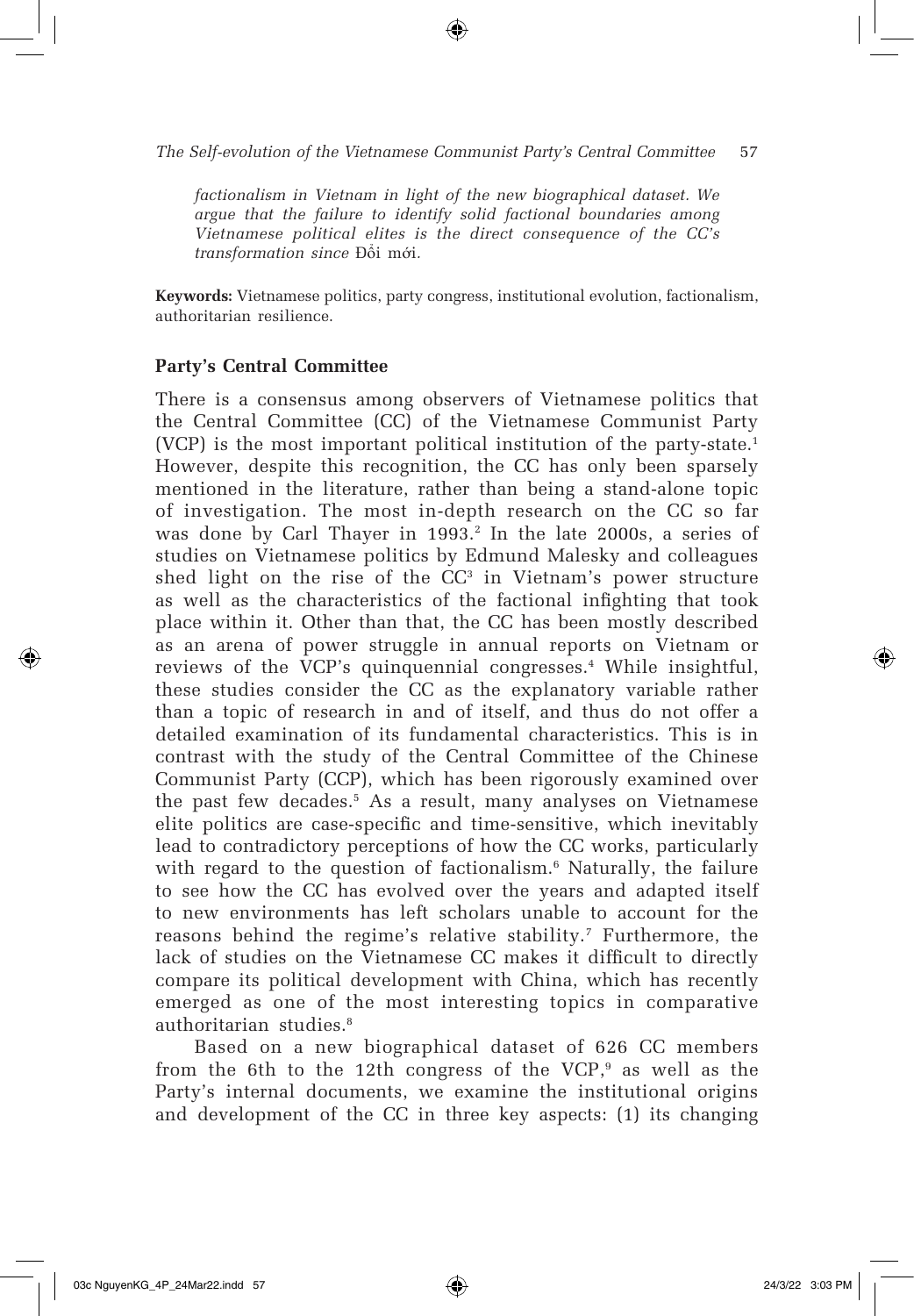*factionalism in Vietnam in light of the new biographical dataset. We argue that the failure to identify solid factional boundaries among Vietnamese political elites is the direct consequence of the CC's transformation since* Đổi mới.

**Keywords:** Vietnamese politics, party congress, institutional evolution, factionalism, authoritarian resilience.

### Party's Central Committee

There is a consensus among observers of Vietnamese politics that the Central Committee (CC) of the Vietnamese Communist Party (VCP) is the most important political institution of the party-state.[1] However, despite this recognition, the CC has only been sparsely mentioned in the literature, rather than being a stand-alone topic of investigation. The most in-depth research on the CC so far was done by Carl Thayer in 1993.[2] In the late 2000s, a series of studies on Vietnamese politics by Edmund Malesky and colleagues shed light on the rise of the CC[3] in Vietnam's power structure as well as the characteristics of the factional infighting that took place within it. Other than that, the CC has been mostly described as an arena of power struggle in annual reports on Vietnam or reviews of the VCP's quinquennial congresses.[4] While insightful, these studies consider the CC as the explanatory variable rather than a topic of research in and of itself, and thus do not offer a detailed examination of its fundamental characteristics. This is in contrast with the study of the Central Committee of the Chinese Communist Party (CCP), which has been rigorously examined over the past few decades.[5] As a result, many analyses on Vietnamese elite politics are case-specific and time-sensitive, which inevitably lead to contradictory perceptions of how the CC works, particularly with regard to the question of factionalism.[6] Naturally, the failure to see how the CC has evolved over the years and adapted itself to new environments has left scholars unable to account for the reasons behind the regime's relative stability.[7] Furthermore, the lack of studies on the Vietnamese CC makes it difficult to directly compare its political development with China, which has recently emerged as one of the most interesting topics in comparative authoritarian studies.[8]

Based on a new biographical dataset of 626 CC members from the 6th to the 12th congress of the VCP,[9] as well as the Party's internal documents, we examine the institutional origins and development of the CC in three key aspects: (1) its changing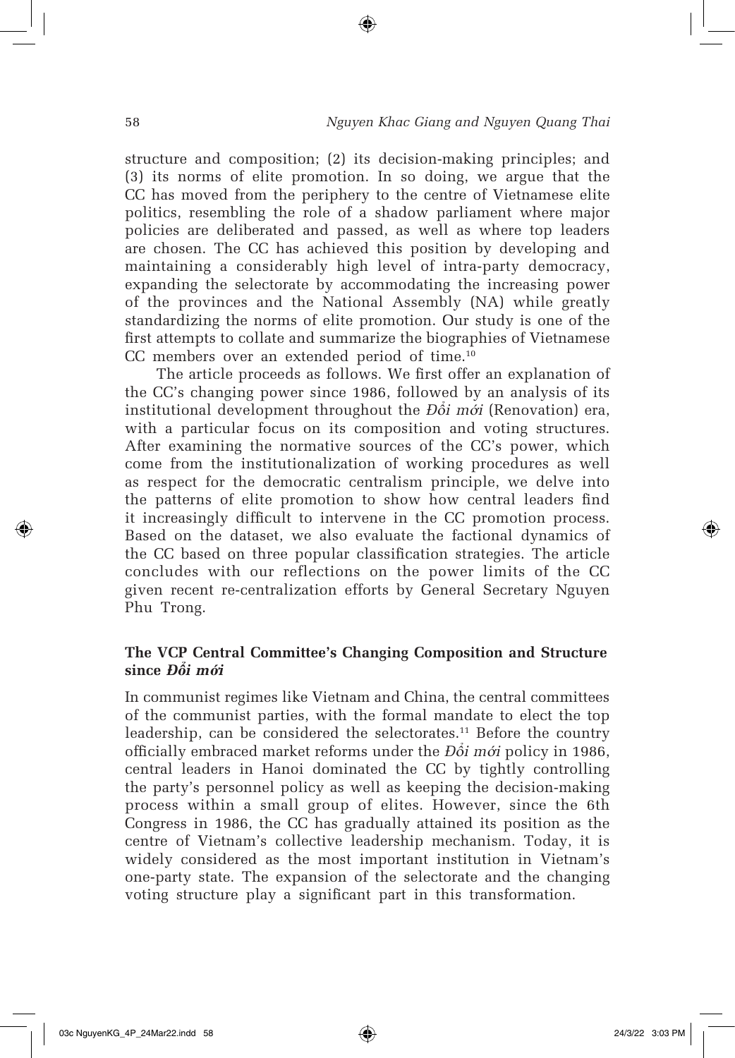structure and composition; (2) its decision-making principles; and (3) its norms of elite promotion. In so doing, we argue that the CC has moved from the periphery to the centre of Vietnamese elite politics, resembling the role of a shadow parliament where major policies are deliberated and passed, as well as where top leaders are chosen. The CC has achieved this position by developing and maintaining a considerably high level of intra-party democracy, expanding the selectorate by accommodating the increasing power of the provinces and the National Assembly (NA) while greatly standardizing the norms of elite promotion. Our study is one of the first attempts to collate and summarize the biographies of Vietnamese CC members over an extended period of time.[10]

The article proceeds as follows. We first offer an explanation of the CC's changing power since 1986, followed by an analysis of its institutional development throughout the *Đổi mới* (Renovation) era, with a particular focus on its composition and voting structures. After examining the normative sources of the CC's power, which come from the institutionalization of working procedures as well as respect for the democratic centralism principle, we delve into the patterns of elite promotion to show how central leaders find it increasingly difficult to intervene in the CC promotion process. Based on the dataset, we also evaluate the factional dynamics of the CC based on three popular classification strategies. The article concludes with our reflections on the power limits of the CC given recent re-centralization efforts by General Secretary Nguyen Phu Trong.

## The VCP Central Committee's Changing Composition and Structure since *Đổi mới*

In communist regimes like Vietnam and China, the central committees of the communist parties, with the formal mandate to elect the top leadership, can be considered the selectorates.[11] Before the country officially embraced market reforms under the *Đổi mới* policy in 1986, central leaders in Hanoi dominated the CC by tightly controlling the party's personnel policy as well as keeping the decision-making process within a small group of elites. However, since the 6th Congress in 1986, the CC has gradually attained its position as the centre of Vietnam's collective leadership mechanism. Today, it is widely considered as the most important institution in Vietnam's one-party state. The expansion of the selectorate and the changing voting structure play a significant part in this transformation.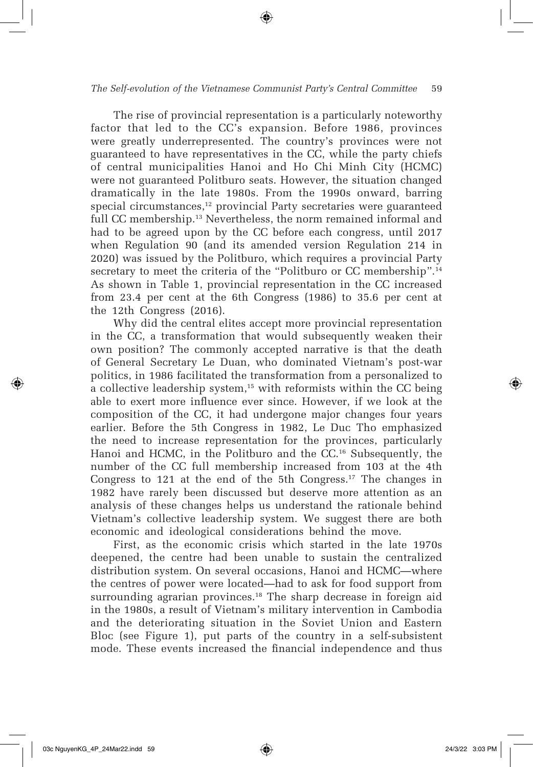The rise of provincial representation is a particularly noteworthy factor that led to the CC's expansion. Before 1986, provinces were greatly underrepresented. The country's provinces were not guaranteed to have representatives in the CC, while the party chiefs of central municipalities Hanoi and Ho Chi Minh City (HCMC) were not guaranteed Politburo seats. However, the situation changed dramatically in the late 1980s. From the 1990s onward, barring special circumstances,[12] provincial Party secretaries were guaranteed full CC membership.[13] Nevertheless, the norm remained informal and had to be agreed upon by the CC before each congress, until 2017 when Regulation 90 (and its amended version Regulation 214 in 2020) was issued by the Politburo, which requires a provincial Party secretary to meet the criteria of the "Politburo or CC membership".[14] As shown in Table 1, provincial representation in the CC increased from 23.4 per cent at the 6th Congress (1986) to 35.6 per cent at the 12th Congress (2016).

Why did the central elites accept more provincial representation in the CC, a transformation that would subsequently weaken their own position? The commonly accepted narrative is that the death of General Secretary Le Duan, who dominated Vietnam's post-war politics, in 1986 facilitated the transformation from a personalized to a collective leadership system,[15] with reformists within the CC being able to exert more influence ever since. However, if we look at the composition of the CC, it had undergone major changes four years earlier. Before the 5th Congress in 1982, Le Duc Tho emphasized the need to increase representation for the provinces, particularly Hanoi and HCMC, in the Politburo and the CC.[16] Subsequently, the number of the CC full membership increased from 103 at the 4th Congress to 121 at the end of the 5th Congress.[17] The changes in 1982 have rarely been discussed but deserve more attention as an analysis of these changes helps us understand the rationale behind Vietnam's collective leadership system. We suggest there are both economic and ideological considerations behind the move.

First, as the economic crisis which started in the late 1970s deepened, the centre had been unable to sustain the centralized distribution system. On several occasions, Hanoi and HCMC—where the centres of power were located—had to ask for food support from surrounding agrarian provinces.[18] The sharp decrease in foreign aid in the 1980s, a result of Vietnam's military intervention in Cambodia and the deteriorating situation in the Soviet Union and Eastern Bloc (see Figure 1), put parts of the country in a self-subsistent mode. These events increased the financial independence and thus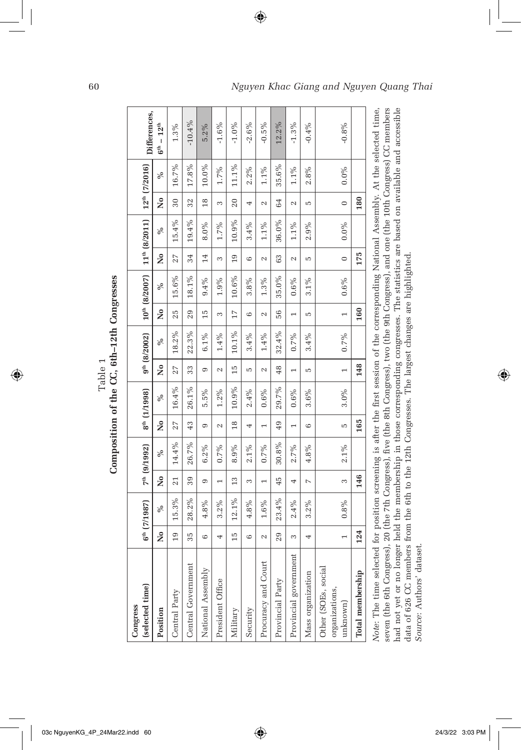Table 1

**Composition of the CC, 6th–12th Congresses**

| Congress (selected time) | 6th (7/1987) | | 7th (9/1992) | | 8th (1/1998) | | 9th (8/2002) | | 10th (8/2007) | | 11th (8/2011) | | 12th (7/2016) | | Differences, 6th – 12th |
|---|---|---|---|---|---|---|---|---|---|---|---|---|---|---|---|
| **Position** | **No** | **%** | **No** | **%** | **No** | **%** | **No** | **%** | **No** | **%** | **No** | **%** | **No** | **%** | |
| Central Party | 19 | 15.3% | 21 | 14.4% | 27 | 16.4% | 27 | 18.2% | 25 | 15.6% | 27 | 15.4% | 30 | 16.7% | 1.3% |
| Central Government | 35 | 28.2% | 39 | 26.7% | 43 | 26.1% | 33 | 22.3% | 29 | 18.1% | 34 | 19.4% | 32 | 17.8% | -10.4% |
| National Assembly | 6 | 4.8% | 9 | 6.2% | 9 | 5.5% | 9 | 6.1% | 15 | 9.4% | 14 | 8.0% | 18 | 10.0% | 5.2% |
| President Office | 4 | 3.2% | 1 | 0.7% | 2 | 1.2% | 2 | 1.4% | 3 | 1.9% | 3 | 1.7% | 3 | 1.7% | -1.6% |
| Military | 15 | 12.1% | 13 | 8.9% | 18 | 10.9% | 15 | 10.1% | 17 | 10.6% | 19 | 10.9% | 20 | 11.1% | -1.0% |
| Security | 6 | 4.8% | 3 | 2.1% | 4 | 2.4% | 5 | 3.4% | 6 | 3.8% | 6 | 3.4% | 4 | 2.2% | -2.6% |
| Procuracy and Court | 2 | 1.6% | 1 | 0.7% | 1 | 0.6% | 2 | 1.4% | 2 | 1.3% | 2 | 1.1% | 2 | 1.1% | -0.5% |
| Provincial Party | 29 | 23.4% | 45 | 30.8% | 49 | 29.7% | 48 | 32.4% | 56 | 35.0% | 63 | 36.0% | 64 | 35.6% | 12.2% |
| Provincial government | 3 | 2.4% | 4 | 2.7% | 1 | 0.6% | 1 | 0.7% | 1 | 0.6% | 2 | 1.1% | 2 | 1.1% | -1.3% |
| Mass organization | 4 | 3.2% | 7 | 4.8% | 6 | 3.6% | 5 | 3.4% | 5 | 3.1% | 5 | 2.9% | 5 | 2.8% | -0.4% |
| Other (SOEs, social organizations, unknown) | 1 | 0.8% | 3 | 2.1% | 5 | 3.0% | 1 | 0.7% | 1 | 0.6% | 0 | 0.0% | 0 | 0.0% | -0.8% |
| **Total membership** | **124** | | **146** | | **165** | | **148** | | **160** | | **175** | | **180** | | |

*Note*: The time selected for position screening is after the first session of the corresponding National Assembly. At the selected time, seven (the 6th Congress), 20 (the 7th Congress), five (the 8th Congress), two (the 9th Congress), and one (the 10th Congress) CC members had not yet or no longer held the membership in those corresponding congresses. The statistics are based on available and accessible data of 626 CC members from the 6th to the 12th Congresses. The largest changes are highlighted.

*Source*: Authors' dataset.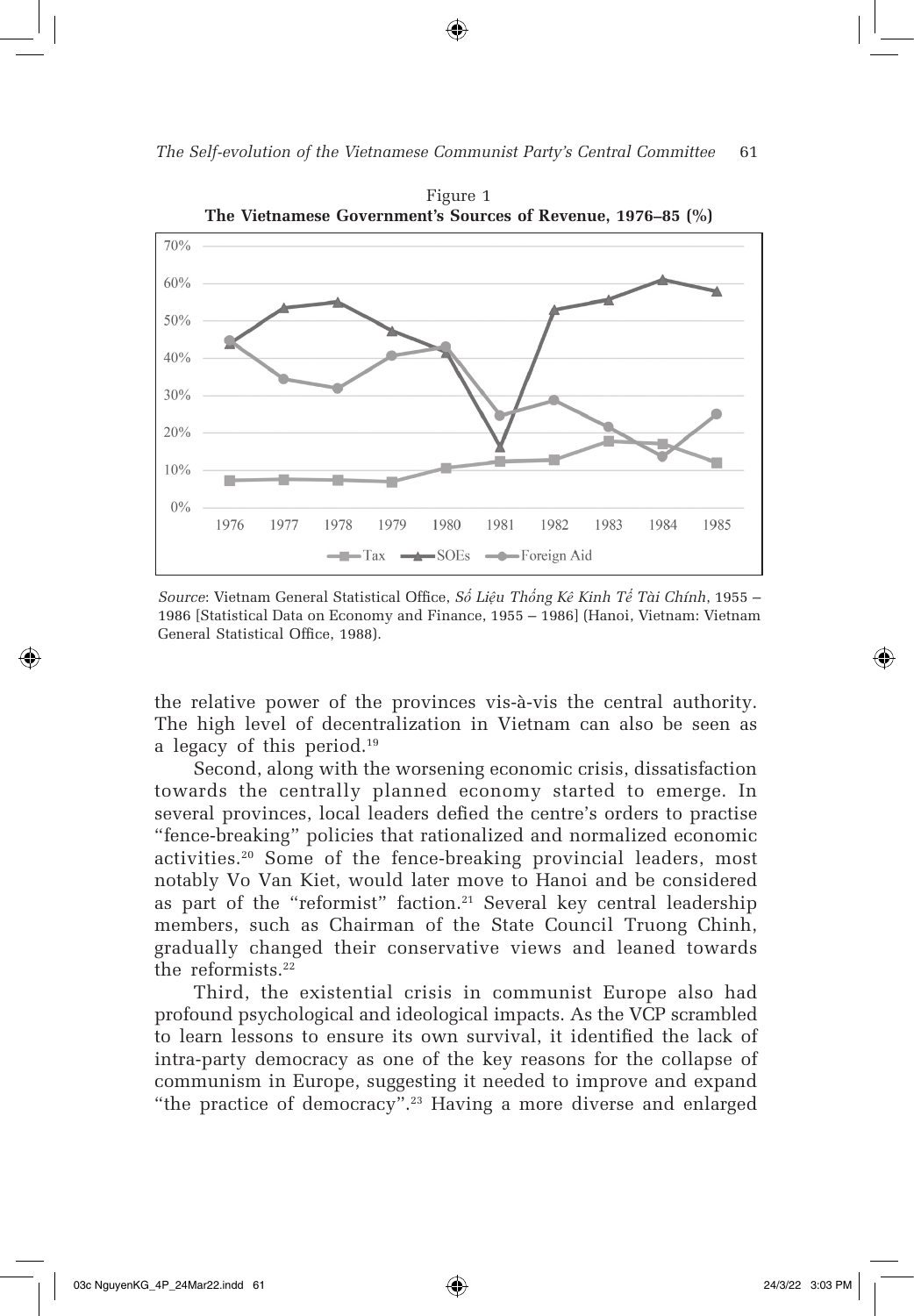Figure 1
**The Vietnamese Government's Sources of Revenue, 1976–85 (%)**

*Source*: Vietnam General Statistical Office, *Số Liệu Thống Kê Kinh Tế Tài Chính*, 1955 – 1986 [Statistical Data on Economy and Finance, 1955 – 1986] (Hanoi, Vietnam: Vietnam General Statistical Office, 1988).

the relative power of the provinces vis-à-vis the central authority. The high level of decentralization in Vietnam can also be seen as a legacy of this period.[19]

Second, along with the worsening economic crisis, dissatisfaction towards the centrally planned economy started to emerge. In several provinces, local leaders defied the centre's orders to practise "fence-breaking" policies that rationalized and normalized economic activities.[20] Some of the fence-breaking provincial leaders, most notably Vo Van Kiet, would later move to Hanoi and be considered as part of the "reformist" faction.[21] Several key central leadership members, such as Chairman of the State Council Truong Chinh, gradually changed their conservative views and leaned towards the reformists.[22]

Third, the existential crisis in communist Europe also had profound psychological and ideological impacts. As the VCP scrambled to learn lessons to ensure its own survival, it identified the lack of intra-party democracy as one of the key reasons for the collapse of communism in Europe, suggesting it needed to improve and expand "the practice of democracy".[23] Having a more diverse and enlarged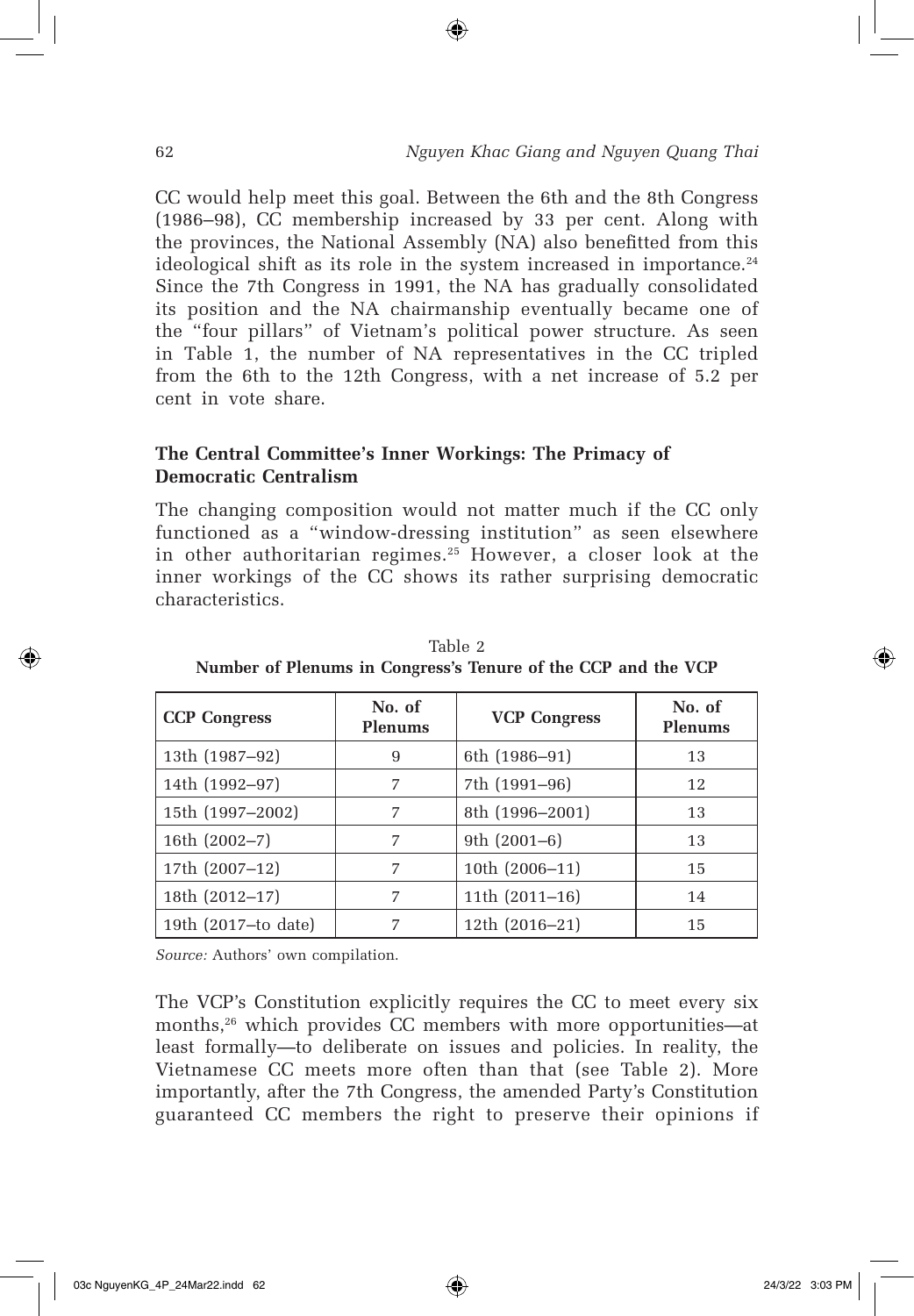CC would help meet this goal. Between the 6th and the 8th Congress (1986–98), CC membership increased by 33 per cent. Along with the provinces, the National Assembly (NA) also benefitted from this ideological shift as its role in the system increased in importance.[24] Since the 7th Congress in 1991, the NA has gradually consolidated its position and the NA chairmanship eventually became one of the "four pillars" of Vietnam's political power structure. As seen in Table 1, the number of NA representatives in the CC tripled from the 6th to the 12th Congress, with a net increase of 5.2 per cent in vote share.

### The Central Committee's Inner Workings: The Primacy of Democratic Centralism

The changing composition would not matter much if the CC only functioned as a "window-dressing institution" as seen elsewhere in other authoritarian regimes.[25] However, a closer look at the inner workings of the CC shows its rather surprising democratic characteristics.

Table 2
**Number of Plenums in Congress's Tenure of the CCP and the VCP**

| CCP Congress | No. of Plenums | VCP Congress | No. of Plenums |
|---|---|---|---|
| 13th (1987–92) | 9 | 6th (1986–91) | 13 |
| 14th (1992–97) | 7 | 7th (1991–96) | 12 |
| 15th (1997–2002) | 7 | 8th (1996–2001) | 13 |
| 16th (2002–7) | 7 | 9th (2001–6) | 13 |
| 17th (2007–12) | 7 | 10th (2006–11) | 15 |
| 18th (2012–17) | 7 | 11th (2011–16) | 14 |
| 19th (2017–to date) | 7 | 12th (2016–21) | 15 |

*Source:* Authors' own compilation.

The VCP's Constitution explicitly requires the CC to meet every six months,[26] which provides CC members with more opportunities—at least formally—to deliberate on issues and policies. In reality, the Vietnamese CC meets more often than that (see Table 2). More importantly, after the 7th Congress, the amended Party's Constitution guaranteed CC members the right to preserve their opinions if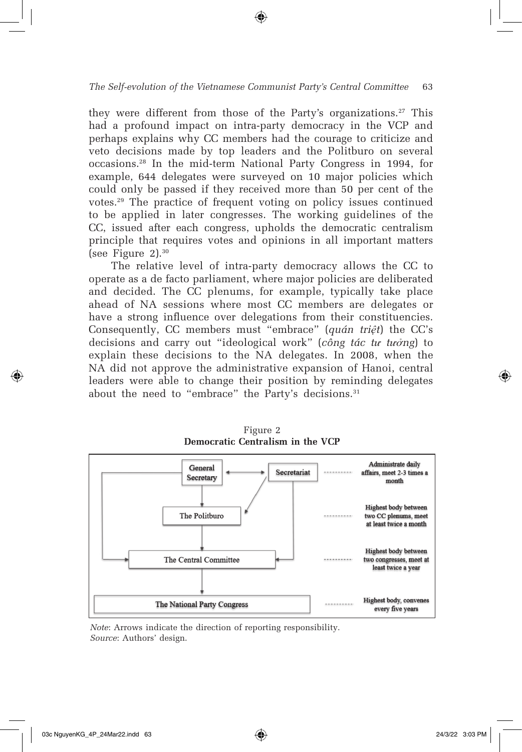they were different from those of the Party's organizations.[27] This had a profound impact on intra-party democracy in the VCP and perhaps explains why CC members had the courage to criticize and veto decisions made by top leaders and the Politburo on several occasions.[28] In the mid-term National Party Congress in 1994, for example, 644 delegates were surveyed on 10 major policies which could only be passed if they received more than 50 per cent of the votes.[29] The practice of frequent voting on policy issues continued to be applied in later congresses. The working guidelines of the CC, issued after each congress, upholds the democratic centralism principle that requires votes and opinions in all important matters (see Figure 2).[30]

The relative level of intra-party democracy allows the CC to operate as a de facto parliament, where major policies are deliberated and decided. The CC plenums, for example, typically take place ahead of NA sessions where most CC members are delegates or have a strong influence over delegations from their constituencies. Consequently, CC members must "embrace" (*quán triệt*) the CC's decisions and carry out "ideological work" (*công tác tư tưởng*) to explain these decisions to the NA delegates. In 2008, when the NA did not approve the administrative expansion of Hanoi, central leaders were able to change their position by reminding delegates about the need to "embrace" the Party's decisions.[31]

Figure 2
**Democratic Centralism in the VCP**

| Body | Role |
|---|---|
| General Secretary ↔ Secretariat | Administrate daily affairs, meet 2-3 times a month |
| The Politburo | Highest body between two CC plenums, meet at least twice a month |
| The Central Committee | Highest body between two congresses, meet at least twice a year |
| The National Party Congress | Highest body, convenes every five years |

*Note*: Arrows indicate the direction of reporting responsibility.
*Source*: Authors' design.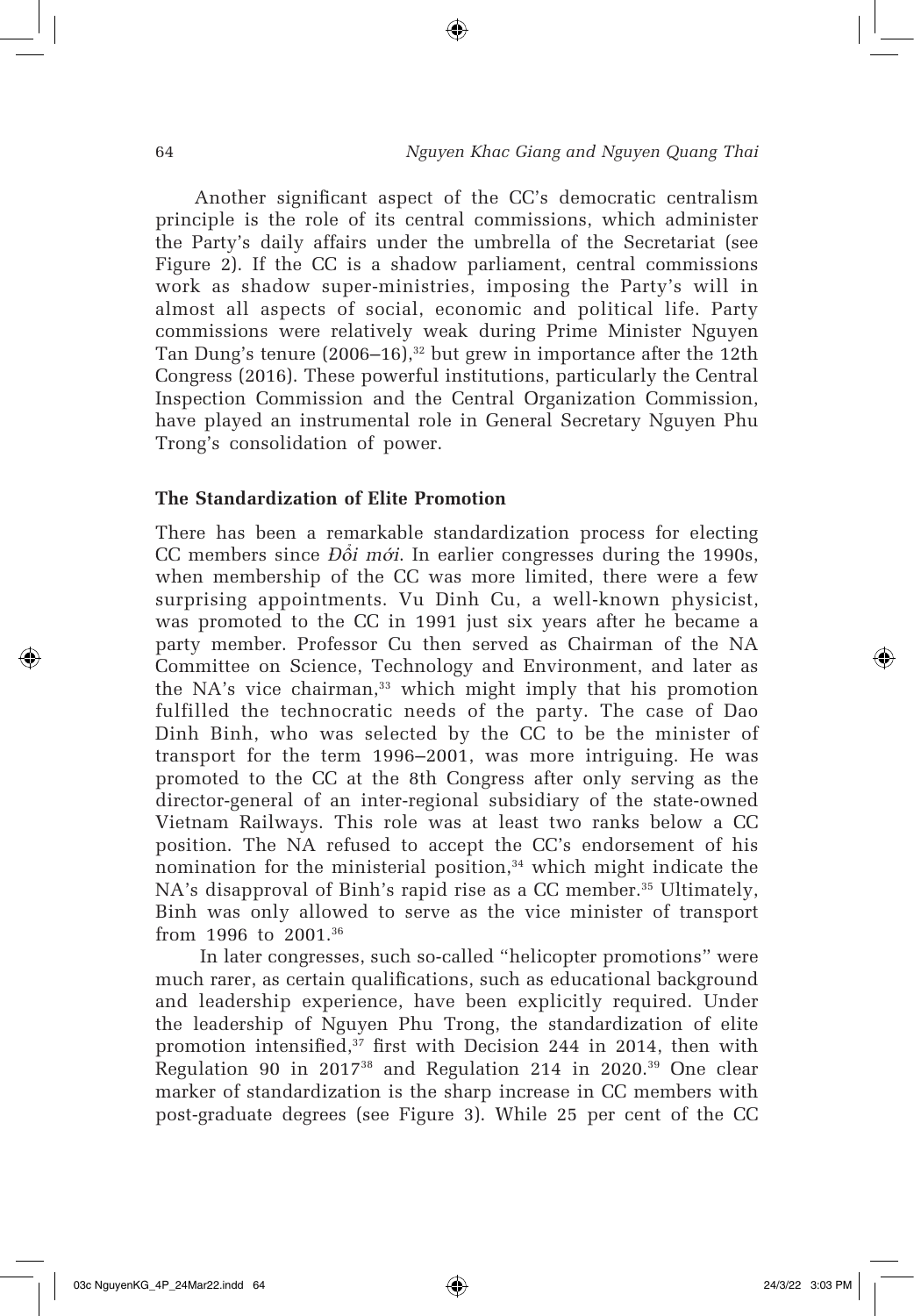Another significant aspect of the CC's democratic centralism principle is the role of its central commissions, which administer the Party's daily affairs under the umbrella of the Secretariat (see Figure 2). If the CC is a shadow parliament, central commissions work as shadow super-ministries, imposing the Party's will in almost all aspects of social, economic and political life. Party commissions were relatively weak during Prime Minister Nguyen Tan Dung's tenure (2006–16),[32] but grew in importance after the 12th Congress (2016). These powerful institutions, particularly the Central Inspection Commission and the Central Organization Commission, have played an instrumental role in General Secretary Nguyen Phu Trong's consolidation of power.

## The Standardization of Elite Promotion

There has been a remarkable standardization process for electing CC members since *Đổi mới*. In earlier congresses during the 1990s, when membership of the CC was more limited, there were a few surprising appointments. Vu Dinh Cu, a well-known physicist, was promoted to the CC in 1991 just six years after he became a party member. Professor Cu then served as Chairman of the NA Committee on Science, Technology and Environment, and later as the NA's vice chairman,[33] which might imply that his promotion fulfilled the technocratic needs of the party. The case of Dao Dinh Binh, who was selected by the CC to be the minister of transport for the term 1996–2001, was more intriguing. He was promoted to the CC at the 8th Congress after only serving as the director-general of an inter-regional subsidiary of the state-owned Vietnam Railways. This role was at least two ranks below a CC position. The NA refused to accept the CC's endorsement of his nomination for the ministerial position,[34] which might indicate the NA's disapproval of Binh's rapid rise as a CC member.[35] Ultimately, Binh was only allowed to serve as the vice minister of transport from 1996 to 2001.[36]

In later congresses, such so-called "helicopter promotions" were much rarer, as certain qualifications, such as educational background and leadership experience, have been explicitly required. Under the leadership of Nguyen Phu Trong, the standardization of elite promotion intensified,[37] first with Decision 244 in 2014, then with Regulation 90 in 2017[38] and Regulation 214 in 2020.[39] One clear marker of standardization is the sharp increase in CC members with post-graduate degrees (see Figure 3). While 25 per cent of the CC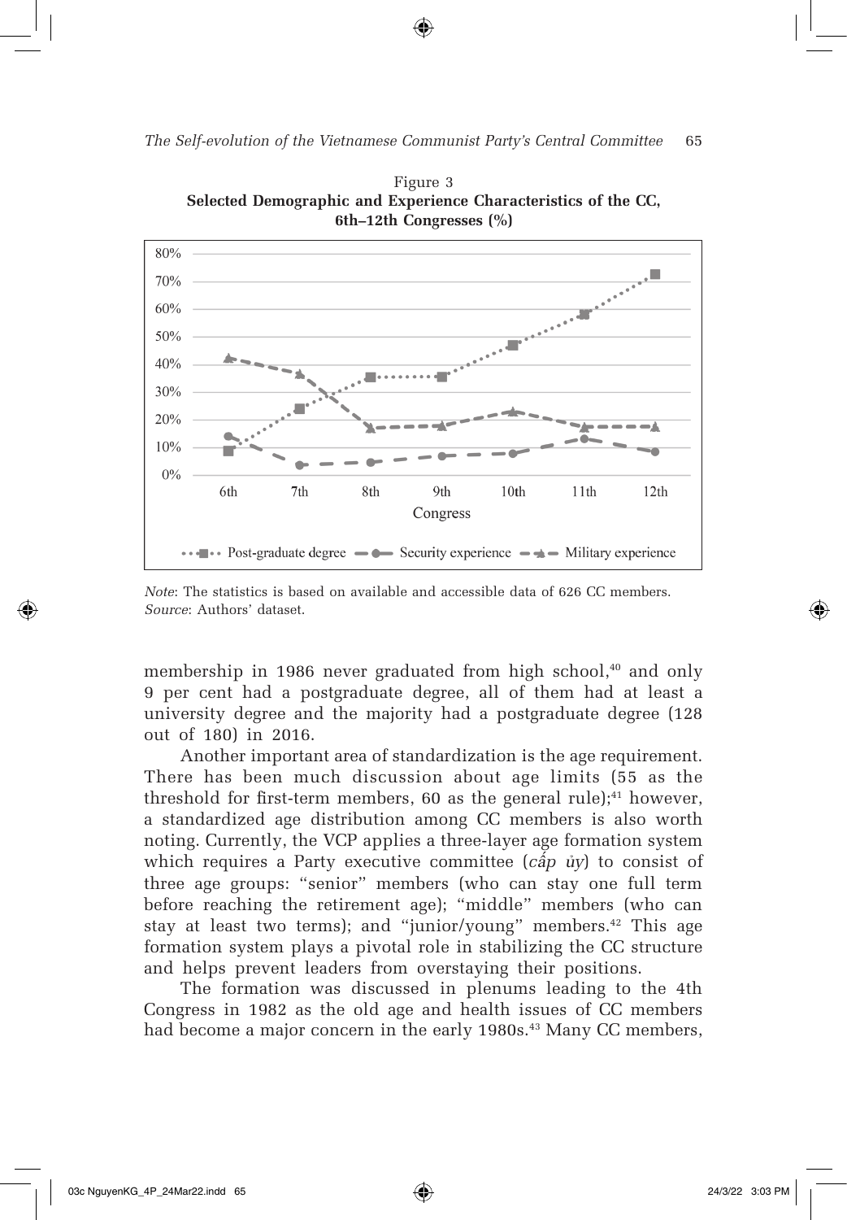Figure 3
**Selected Demographic and Experience Characteristics of the CC, 6th–12th Congresses (%)**

*Note*: The statistics is based on available and accessible data of 626 CC members.
*Source*: Authors' dataset.

membership in 1986 never graduated from high school,[40] and only 9 per cent had a postgraduate degree, all of them had at least a university degree and the majority had a postgraduate degree (128 out of 180) in 2016.

Another important area of standardization is the age requirement. There has been much discussion about age limits (55 as the threshold for first-term members, 60 as the general rule);[41] however, a standardized age distribution among CC members is also worth noting. Currently, the VCP applies a three-layer age formation system which requires a Party executive committee (*cấp ủy*) to consist of three age groups: "senior" members (who can stay one full term before reaching the retirement age); "middle" members (who can stay at least two terms); and "junior/young" members.[42] This age formation system plays a pivotal role in stabilizing the CC structure and helps prevent leaders from overstaying their positions.

The formation was discussed in plenums leading to the 4th Congress in 1982 as the old age and health issues of CC members had become a major concern in the early 1980s.[43] Many CC members,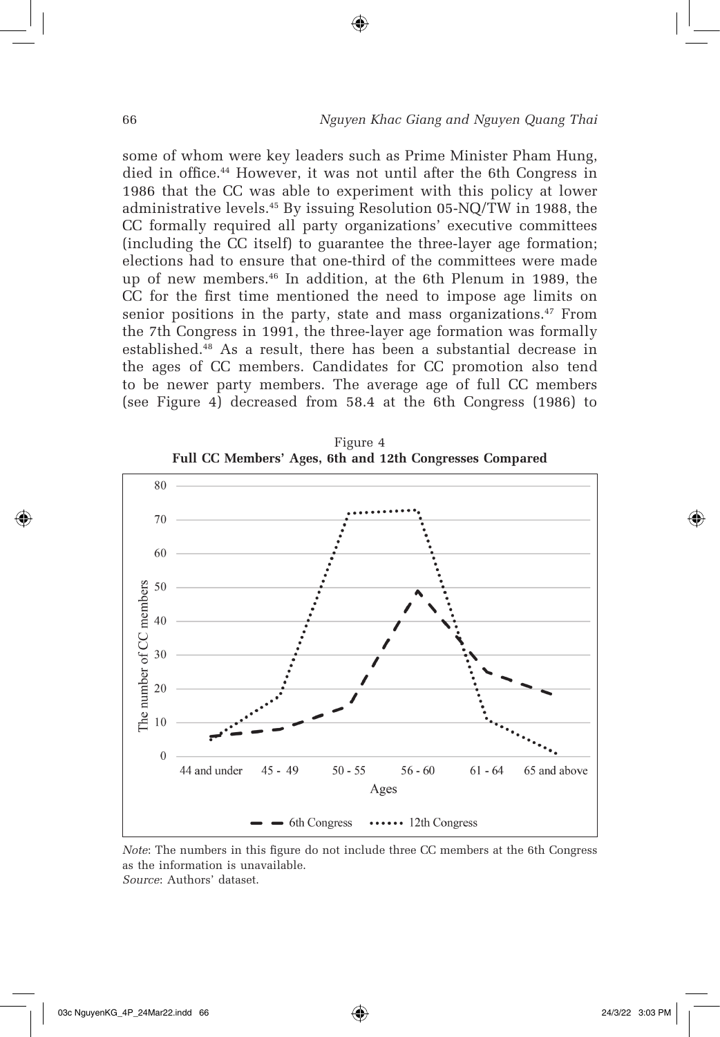some of whom were key leaders such as Prime Minister Pham Hung, died in office.[44] However, it was not until after the 6th Congress in 1986 that the CC was able to experiment with this policy at lower administrative levels.[45] By issuing Resolution 05-NQ/TW in 1988, the CC formally required all party organizations' executive committees (including the CC itself) to guarantee the three-layer age formation; elections had to ensure that one-third of the committees were made up of new members.[46] In addition, at the 6th Plenum in 1989, the CC for the first time mentioned the need to impose age limits on senior positions in the party, state and mass organizations.[47] From the 7th Congress in 1991, the three-layer age formation was formally established.[48] As a result, there has been a substantial decrease in the ages of CC members. Candidates for CC promotion also tend to be newer party members. The average age of full CC members (see Figure 4) decreased from 58.4 at the 6th Congress (1986) to

Figure 4
**Full CC Members' Ages, 6th and 12th Congresses Compared**

*Note*: The numbers in this figure do not include three CC members at the 6th Congress as the information is unavailable.
*Source*: Authors' dataset.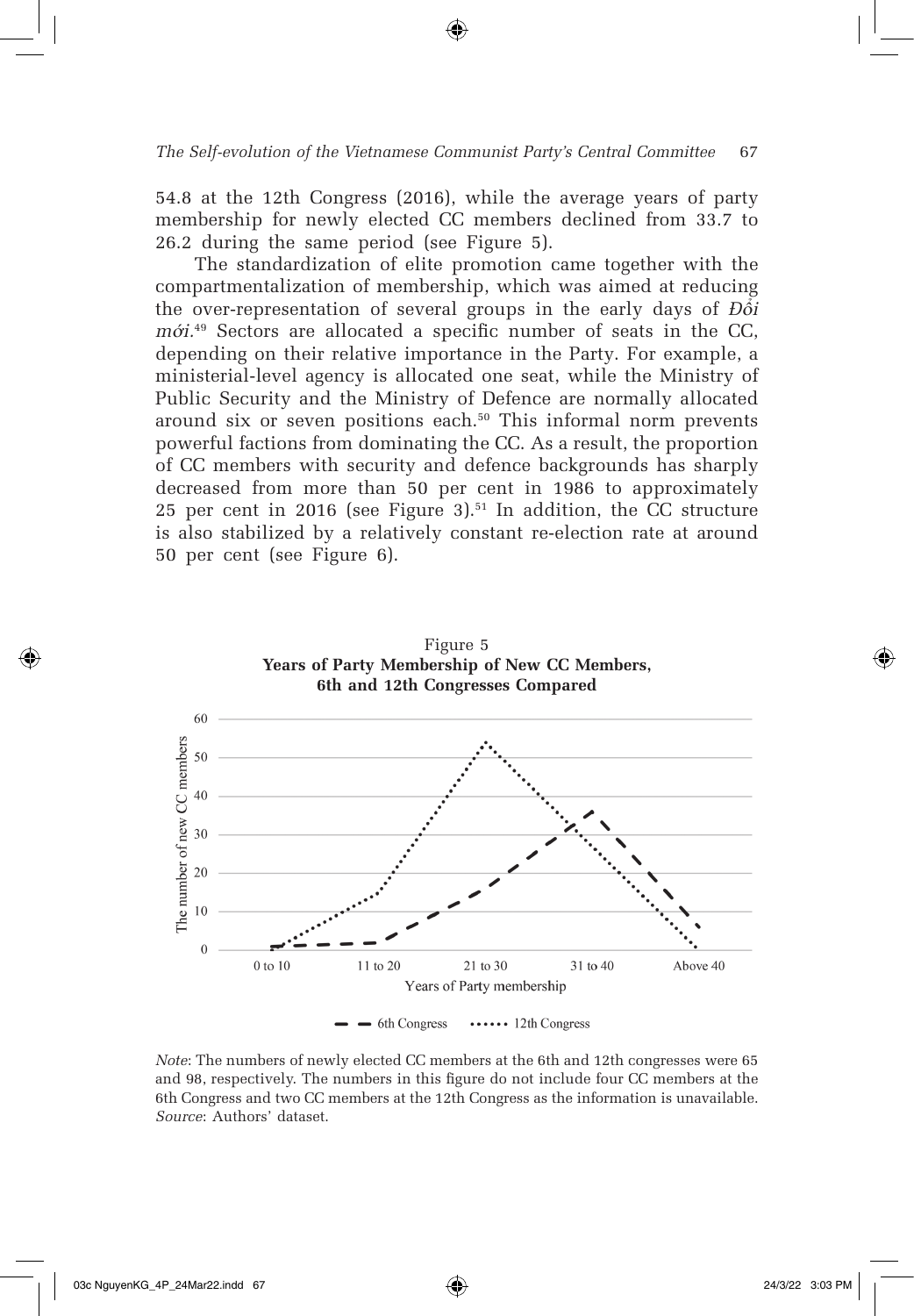54.8 at the 12th Congress (2016), while the average years of party membership for newly elected CC members declined from 33.7 to 26.2 during the same period (see Figure 5).

The standardization of elite promotion came together with the compartmentalization of membership, which was aimed at reducing the over-representation of several groups in the early days of *Đổi mới*.[49] Sectors are allocated a specific number of seats in the CC, depending on their relative importance in the Party. For example, a ministerial-level agency is allocated one seat, while the Ministry of Public Security and the Ministry of Defence are normally allocated around six or seven positions each.[50] This informal norm prevents powerful factions from dominating the CC. As a result, the proportion of CC members with security and defence backgrounds has sharply decreased from more than 50 per cent in 1986 to approximately 25 per cent in 2016 (see Figure 3).[51] In addition, the CC structure is also stabilized by a relatively constant re-election rate at around 50 per cent (see Figure 6).

Figure 5
**Years of Party Membership of New CC Members, 6th and 12th Congresses Compared**

*Note*: The numbers of newly elected CC members at the 6th and 12th congresses were 65 and 98, respectively. The numbers in this figure do not include four CC members at the 6th Congress and two CC members at the 12th Congress as the information is unavailable.
*Source*: Authors' dataset.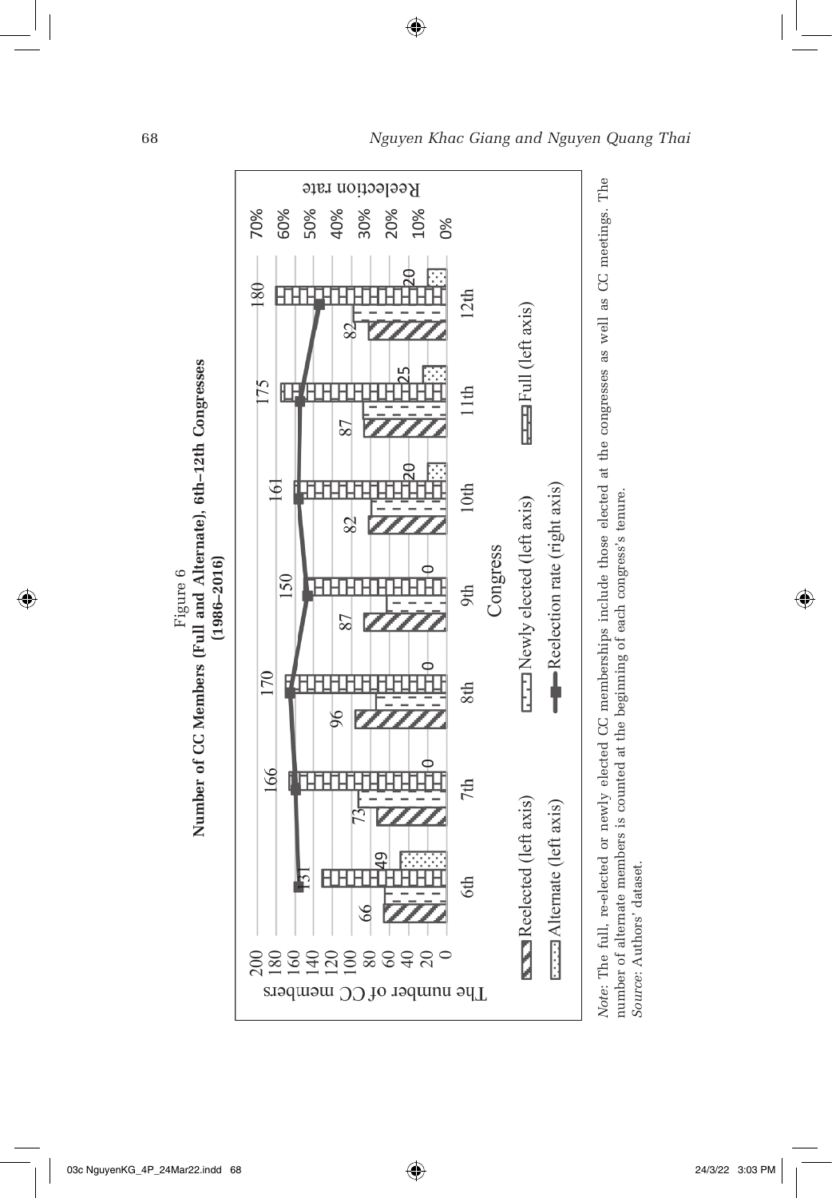Figure 6
**Number of CC Members (Full and Alternate), 6th–12th Congresses (1986–2016)**

| Congress | Reelected (left axis) | Full (left axis) | Alternate (left axis) |
|---|---|---|---|
| 6th | 66 | 131 | 49 |
| 7th | 73 | 166 | 0 |
| 8th | 96 | 170 | 0 |
| 9th | 87 | 150 | 0 |
| 10th | 82 | 161 | 20 |
| 11th | 87 | 175 | 25 |
| 12th | 82 | 180 | 20 |

*Note*: The full, re-elected or newly elected CC memberships include those elected at the congresses as well as CC meetings. The number of alternate members is counted at the beginning of each congress's tenure.
*Source*: Authors' dataset.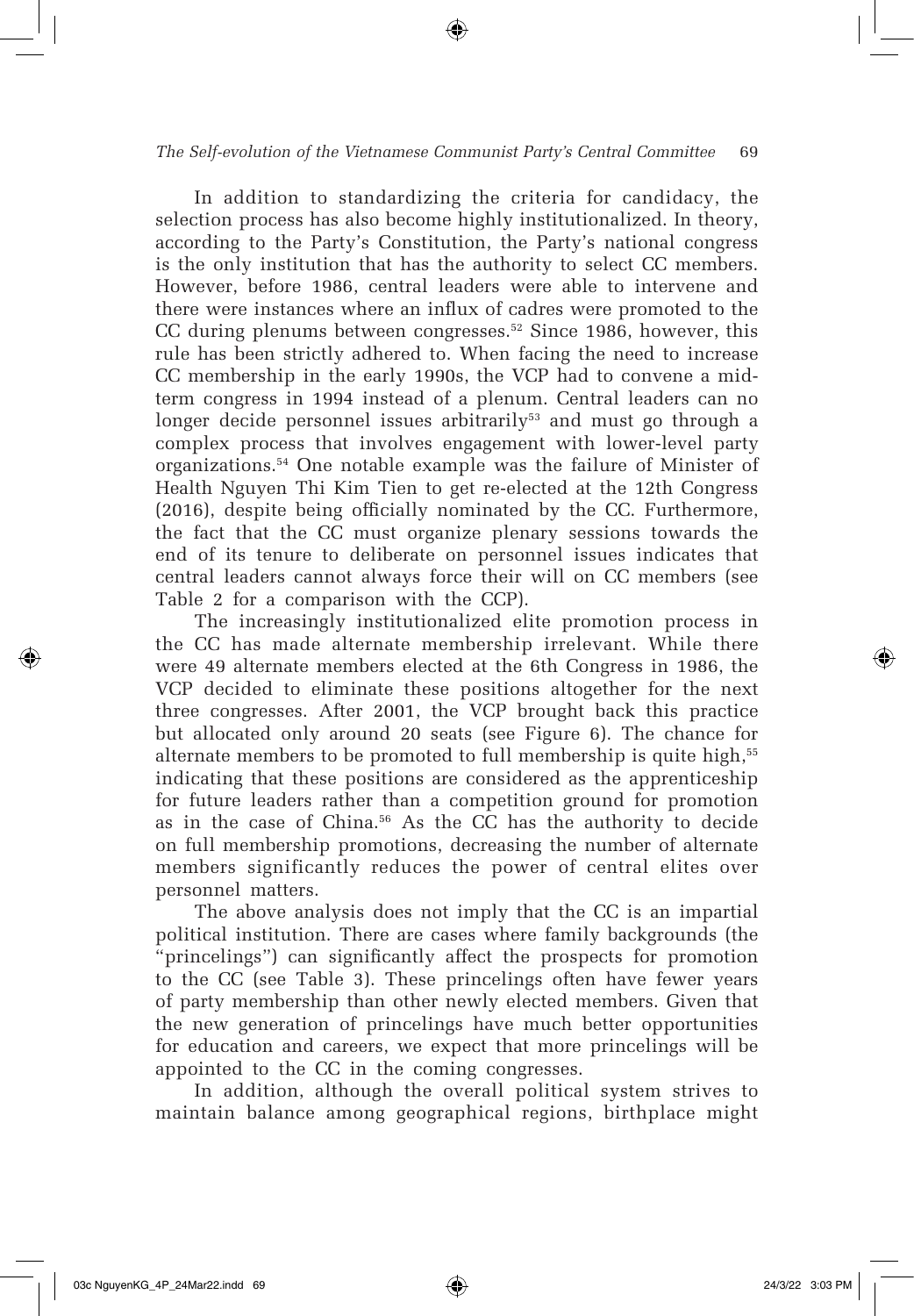In addition to standardizing the criteria for candidacy, the selection process has also become highly institutionalized. In theory, according to the Party's Constitution, the Party's national congress is the only institution that has the authority to select CC members. However, before 1986, central leaders were able to intervene and there were instances where an influx of cadres were promoted to the CC during plenums between congresses.[52] Since 1986, however, this rule has been strictly adhered to. When facing the need to increase CC membership in the early 1990s, the VCP had to convene a mid-term congress in 1994 instead of a plenum. Central leaders can no longer decide personnel issues arbitrarily[53] and must go through a complex process that involves engagement with lower-level party organizations.[54] One notable example was the failure of Minister of Health Nguyen Thi Kim Tien to get re-elected at the 12th Congress (2016), despite being officially nominated by the CC. Furthermore, the fact that the CC must organize plenary sessions towards the end of its tenure to deliberate on personnel issues indicates that central leaders cannot always force their will on CC members (see Table 2 for a comparison with the CCP).

The increasingly institutionalized elite promotion process in the CC has made alternate membership irrelevant. While there were 49 alternate members elected at the 6th Congress in 1986, the VCP decided to eliminate these positions altogether for the next three congresses. After 2001, the VCP brought back this practice but allocated only around 20 seats (see Figure 6). The chance for alternate members to be promoted to full membership is quite high,[55] indicating that these positions are considered as the apprenticeship for future leaders rather than a competition ground for promotion as in the case of China.[56] As the CC has the authority to decide on full membership promotions, decreasing the number of alternate members significantly reduces the power of central elites over personnel matters.

The above analysis does not imply that the CC is an impartial political institution. There are cases where family backgrounds (the "princelings") can significantly affect the prospects for promotion to the CC (see Table 3). These princelings often have fewer years of party membership than other newly elected members. Given that the new generation of princelings have much better opportunities for education and careers, we expect that more princelings will be appointed to the CC in the coming congresses.

In addition, although the overall political system strives to maintain balance among geographical regions, birthplace might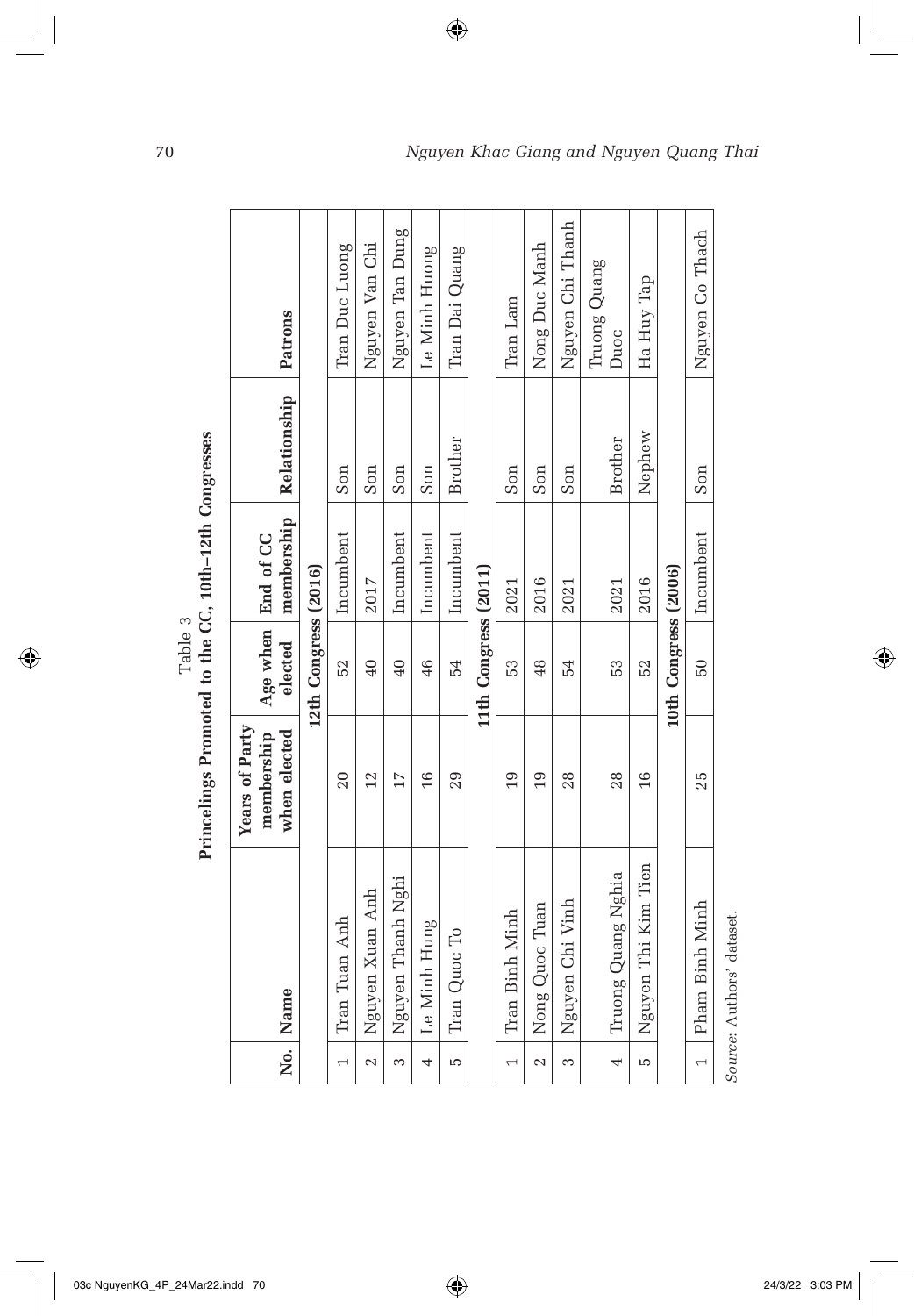Table 3

**Princelings Promoted to the CC, 10th–12th Congresses**

| No. | Name | Years of Party membership when elected | Age when elected | End of CC membership | Relationship | Patrons |
|---|---|---|---|---|---|---|
| | | | **12th Congress (2016)** | | | |
| 1 | Tran Tuan Anh | 20 | 52 | Incumbent | Son | Tran Duc Luong |
| 2 | Nguyen Xuan Anh | 12 | 40 | 2017 | Son | Nguyen Van Chi |
| 3 | Nguyen Thanh Nghi | 17 | 40 | Incumbent | Son | Nguyen Tan Dung |
| 4 | Le Minh Hung | 16 | 46 | Incumbent | Son | Le Minh Huong |
| 5 | Tran Quoc To | 29 | 54 | Incumbent | Brother | Tran Dai Quang |
| | | | **11th Congress (2011)** | | | |
| 1 | Tran Binh Minh | 19 | 53 | 2021 | Son | Tran Lam |
| 2 | Nong Quoc Tuan | 19 | 48 | 2016 | Son | Nong Duc Manh |
| 3 | Nguyen Chi Vinh | 28 | 54 | 2021 | Son | Nguyen Chi Thanh |
| 4 | Truong Quang Nghia | 28 | 53 | 2021 | Brother | Truong Quang Duoc |
| 5 | Nguyen Thi Kim Tien | 16 | 52 | 2016 | Nephew | Ha Huy Tap |
| | | | **10th Congress (2006)** | | | |
| 1 | Pham Binh Minh | 25 | 50 | Incumbent | Son | Nguyen Co Thach |

*Source*: Authors' dataset.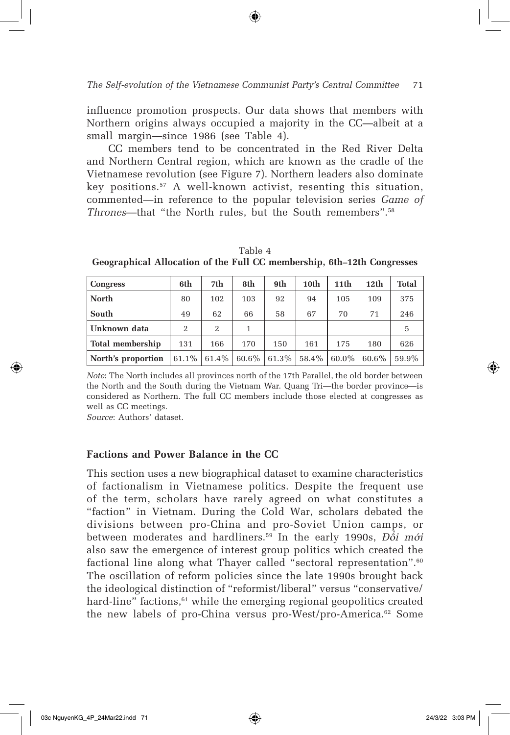influence promotion prospects. Our data shows that members with Northern origins always occupied a majority in the CC—albeit at a small margin—since 1986 (see Table 4).

CC members tend to be concentrated in the Red River Delta and Northern Central region, which are known as the cradle of the Vietnamese revolution (see Figure 7). Northern leaders also dominate key positions.[57] A well-known activist, resenting this situation, commented—in reference to the popular television series *Game of Thrones*—that "the North rules, but the South remembers".[58]

Table 4
**Geographical Allocation of the Full CC membership, 6th–12th Congresses**

| Congress | 6th | 7th | 8th | 9th | 10th | 11th | 12th | Total |
|---|---|---|---|---|---|---|---|---|
| **North** | 80 | 102 | 103 | 92 | 94 | 105 | 109 | 375 |
| **South** | 49 | 62 | 66 | 58 | 67 | 70 | 71 | 246 |
| **Unknown data** | 2 | 2 | 1 | | | | | 5 |
| **Total membership** | 131 | 166 | 170 | 150 | 161 | 175 | 180 | 626 |
| **North's proportion** | 61.1% | 61.4% | 60.6% | 61.3% | 58.4% | 60.0% | 60.6% | 59.9% |

*Note*: The North includes all provinces north of the 17th Parallel, the old border between the North and the South during the Vietnam War. Quang Tri—the border province—is considered as Northern. The full CC members include those elected at congresses as well as CC meetings.
*Source*: Authors' dataset.

## Factions and Power Balance in the CC

This section uses a new biographical dataset to examine characteristics of factionalism in Vietnamese politics. Despite the frequent use of the term, scholars have rarely agreed on what constitutes a "faction" in Vietnam. During the Cold War, scholars debated the divisions between pro-China and pro-Soviet Union camps, or between moderates and hardliners.[59] In the early 1990s, *Đổi mới* also saw the emergence of interest group politics which created the factional line along what Thayer called "sectoral representation".[60] The oscillation of reform policies since the late 1990s brought back the ideological distinction of "reformist/liberal" versus "conservative/hard-line" factions,[61] while the emerging regional geopolitics created the new labels of pro-China versus pro-West/pro-America.[62] Some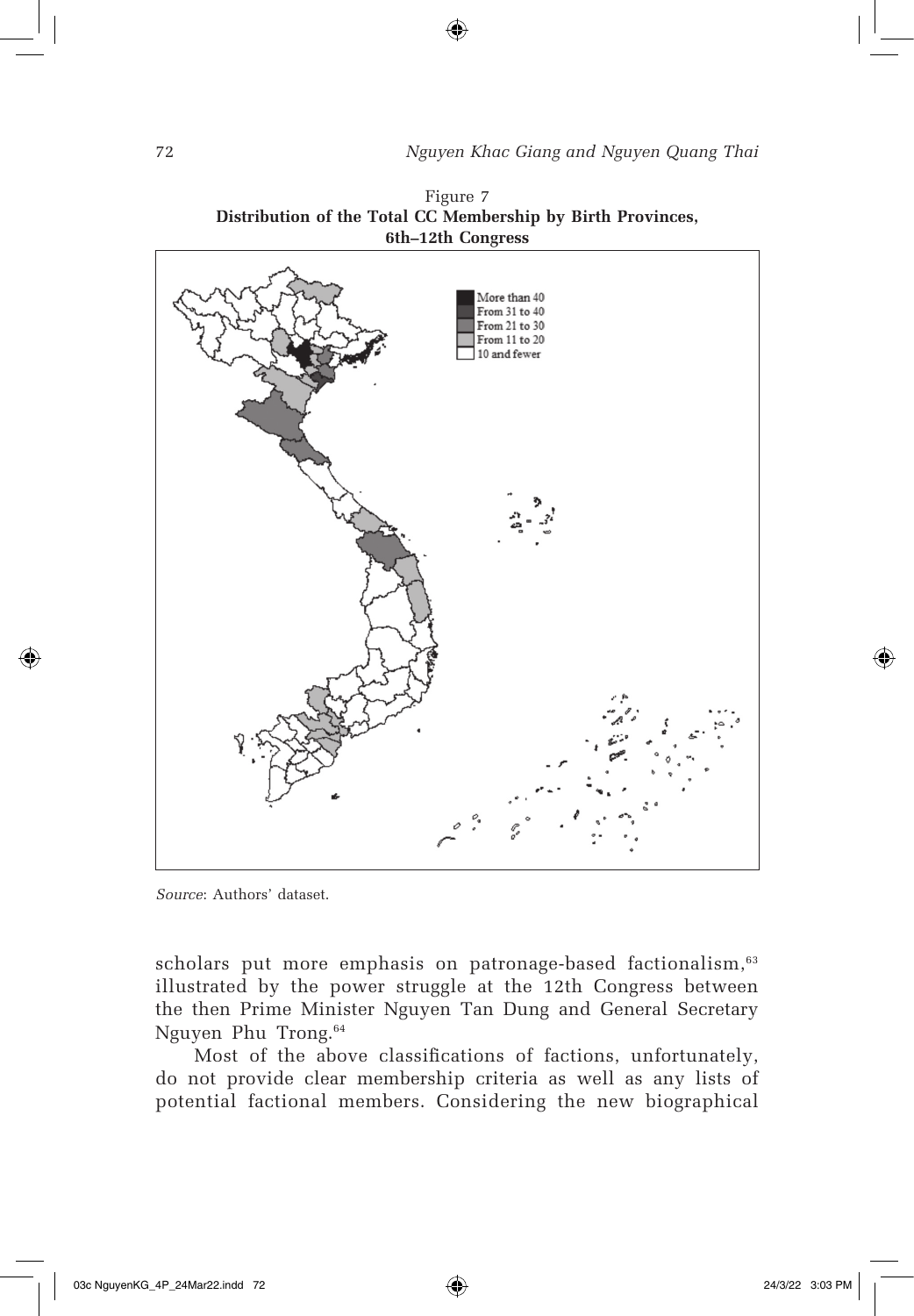Figure 7
**Distribution of the Total CC Membership by Birth Provinces, 6th–12th Congress**

*Source*: Authors' dataset.

scholars put more emphasis on patronage-based factionalism,[63] illustrated by the power struggle at the 12th Congress between the then Prime Minister Nguyen Tan Dung and General Secretary Nguyen Phu Trong.[64]

Most of the above classifications of factions, unfortunately, do not provide clear membership criteria as well as any lists of potential factional members. Considering the new biographical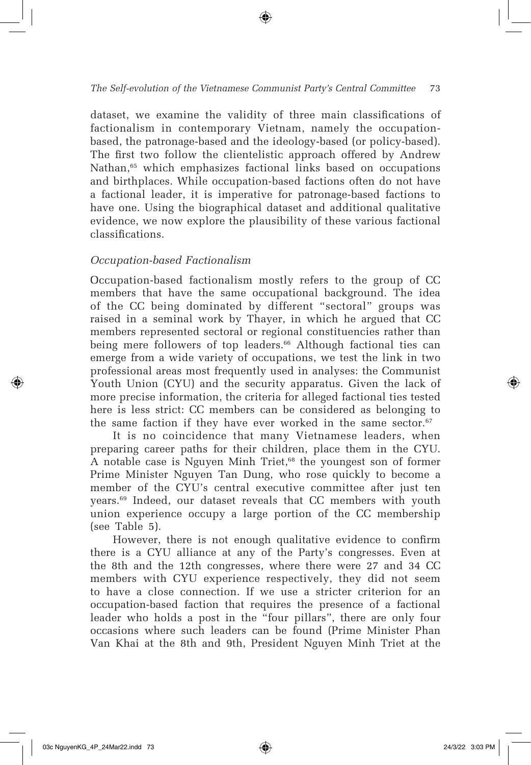dataset, we examine the validity of three main classifications of factionalism in contemporary Vietnam, namely the occupation-based, the patronage-based and the ideology-based (or policy-based). The first two follow the clientelistic approach offered by Andrew Nathan,[65] which emphasizes factional links based on occupations and birthplaces. While occupation-based factions often do not have a factional leader, it is imperative for patronage-based factions to have one. Using the biographical dataset and additional qualitative evidence, we now explore the plausibility of these various factional classifications.

### *Occupation-based Factionalism*

Occupation-based factionalism mostly refers to the group of CC members that have the same occupational background. The idea of the CC being dominated by different "sectoral" groups was raised in a seminal work by Thayer, in which he argued that CC members represented sectoral or regional constituencies rather than being mere followers of top leaders.[66] Although factional ties can emerge from a wide variety of occupations, we test the link in two professional areas most frequently used in analyses: the Communist Youth Union (CYU) and the security apparatus. Given the lack of more precise information, the criteria for alleged factional ties tested here is less strict: CC members can be considered as belonging to the same faction if they have ever worked in the same sector.[67]

It is no coincidence that many Vietnamese leaders, when preparing career paths for their children, place them in the CYU. A notable case is Nguyen Minh Triet,[68] the youngest son of former Prime Minister Nguyen Tan Dung, who rose quickly to become a member of the CYU's central executive committee after just ten years.[69] Indeed, our dataset reveals that CC members with youth union experience occupy a large portion of the CC membership (see Table 5).

However, there is not enough qualitative evidence to confirm there is a CYU alliance at any of the Party's congresses. Even at the 8th and the 12th congresses, where there were 27 and 34 CC members with CYU experience respectively, they did not seem to have a close connection. If we use a stricter criterion for an occupation-based faction that requires the presence of a factional leader who holds a post in the "four pillars", there are only four occasions where such leaders can be found (Prime Minister Phan Van Khai at the 8th and 9th, President Nguyen Minh Triet at the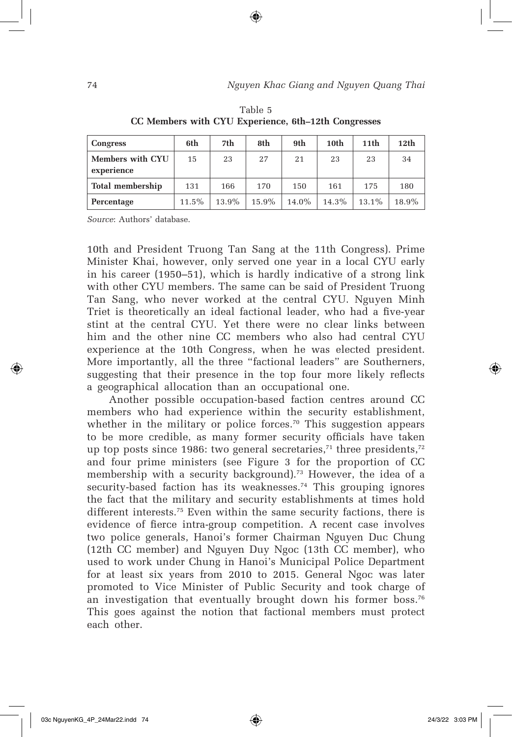Table 5
**CC Members with CYU Experience, 6th–12th Congresses**

| Congress | 6th | 7th | 8th | 9th | 10th | 11th | 12th |
|---|---|---|---|---|---|---|---|
| Members with CYU experience | 15 | 23 | 27 | 21 | 23 | 23 | 34 |
| Total membership | 131 | 166 | 170 | 150 | 161 | 175 | 180 |
| Percentage | 11.5% | 13.9% | 15.9% | 14.0% | 14.3% | 13.1% | 18.9% |

*Source*: Authors' database.

10th and President Truong Tan Sang at the 11th Congress). Prime Minister Khai, however, only served one year in a local CYU early in his career (1950–51), which is hardly indicative of a strong link with other CYU members. The same can be said of President Truong Tan Sang, who never worked at the central CYU. Nguyen Minh Triet is theoretically an ideal factional leader, who had a five-year stint at the central CYU. Yet there were no clear links between him and the other nine CC members who also had central CYU experience at the 10th Congress, when he was elected president. More importantly, all the three "factional leaders" are Southerners, suggesting that their presence in the top four more likely reflects a geographical allocation than an occupational one.

Another possible occupation-based faction centres around CC members who had experience within the security establishment, whether in the military or police forces.[70] This suggestion appears to be more credible, as many former security officials have taken up top posts since 1986: two general secretaries,[71] three presidents,[72] and four prime ministers (see Figure 3 for the proportion of CC membership with a security background).[73] However, the idea of a security-based faction has its weaknesses.[74] This grouping ignores the fact that the military and security establishments at times hold different interests.[75] Even within the same security factions, there is evidence of fierce intra-group competition. A recent case involves two police generals, Hanoi's former Chairman Nguyen Duc Chung (12th CC member) and Nguyen Duy Ngoc (13th CC member), who used to work under Chung in Hanoi's Municipal Police Department for at least six years from 2010 to 2015. General Ngoc was later promoted to Vice Minister of Public Security and took charge of an investigation that eventually brought down his former boss.[76] This goes against the notion that factional members must protect each other.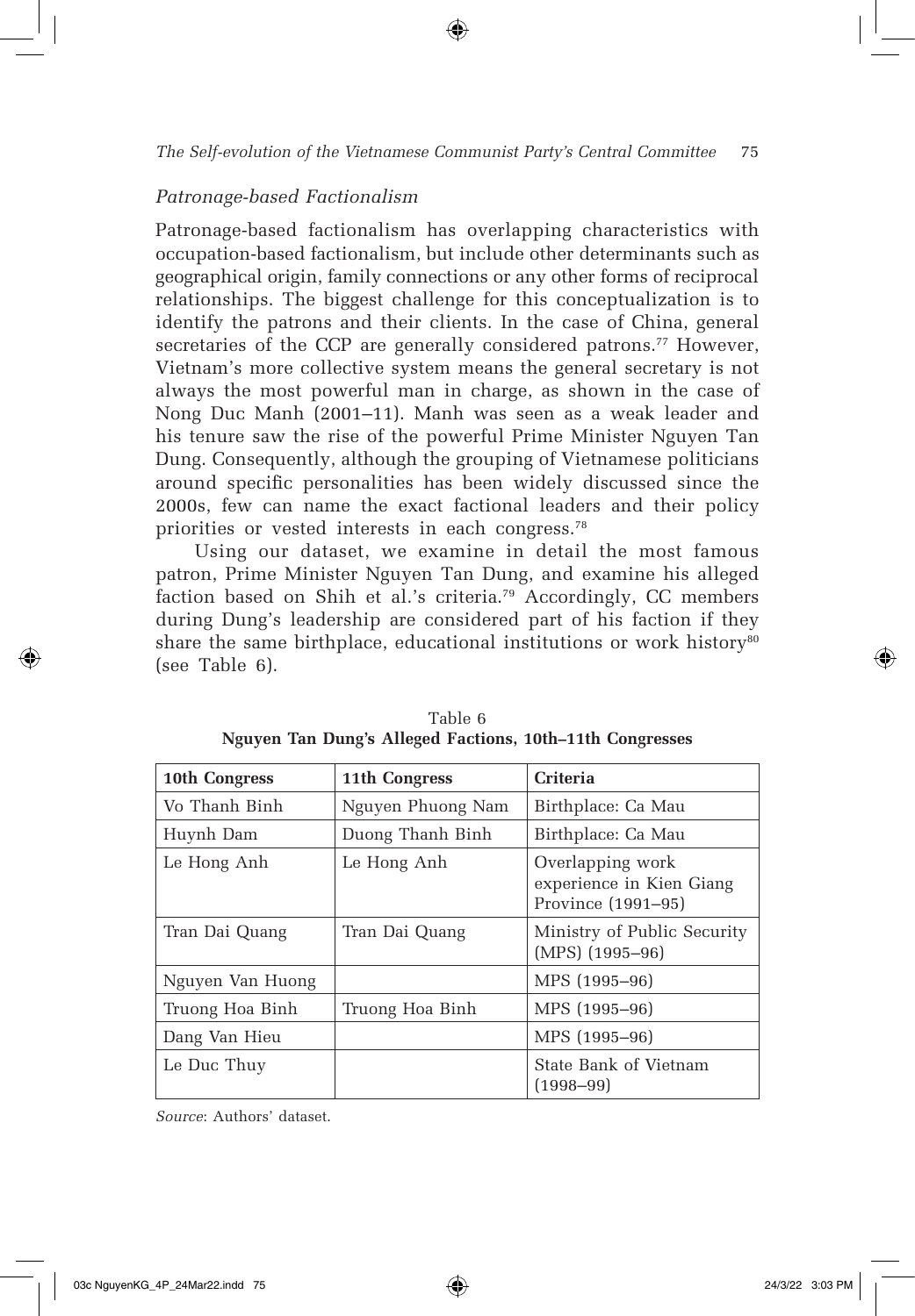### *Patronage-based Factionalism*

Patronage-based factionalism has overlapping characteristics with occupation-based factionalism, but include other determinants such as geographical origin, family connections or any other forms of reciprocal relationships. The biggest challenge for this conceptualization is to identify the patrons and their clients. In the case of China, general secretaries of the CCP are generally considered patrons.[77] However, Vietnam's more collective system means the general secretary is not always the most powerful man in charge, as shown in the case of Nong Duc Manh (2001–11). Manh was seen as a weak leader and his tenure saw the rise of the powerful Prime Minister Nguyen Tan Dung. Consequently, although the grouping of Vietnamese politicians around specific personalities has been widely discussed since the 2000s, few can name the exact factional leaders and their policy priorities or vested interests in each congress.[78]

Using our dataset, we examine in detail the most famous patron, Prime Minister Nguyen Tan Dung, and examine his alleged faction based on Shih et al.'s criteria.[79] Accordingly, CC members during Dung's leadership are considered part of his faction if they share the same birthplace, educational institutions or work history[80] (see Table 6).

Table 6
**Nguyen Tan Dung's Alleged Factions, 10th–11th Congresses**

| 10th Congress | 11th Congress | Criteria |
|---|---|---|
| Vo Thanh Binh | Nguyen Phuong Nam | Birthplace: Ca Mau |
| Huynh Dam | Duong Thanh Binh | Birthplace: Ca Mau |
| Le Hong Anh | Le Hong Anh | Overlapping work experience in Kien Giang Province (1991–95) |
| Tran Dai Quang | Tran Dai Quang | Ministry of Public Security (MPS) (1995–96) |
| Nguyen Van Huong | | MPS (1995–96) |
| Truong Hoa Binh | Truong Hoa Binh | MPS (1995–96) |
| Dang Van Hieu | | MPS (1995–96) |
| Le Duc Thuy | | State Bank of Vietnam (1998–99) |

*Source*: Authors' dataset.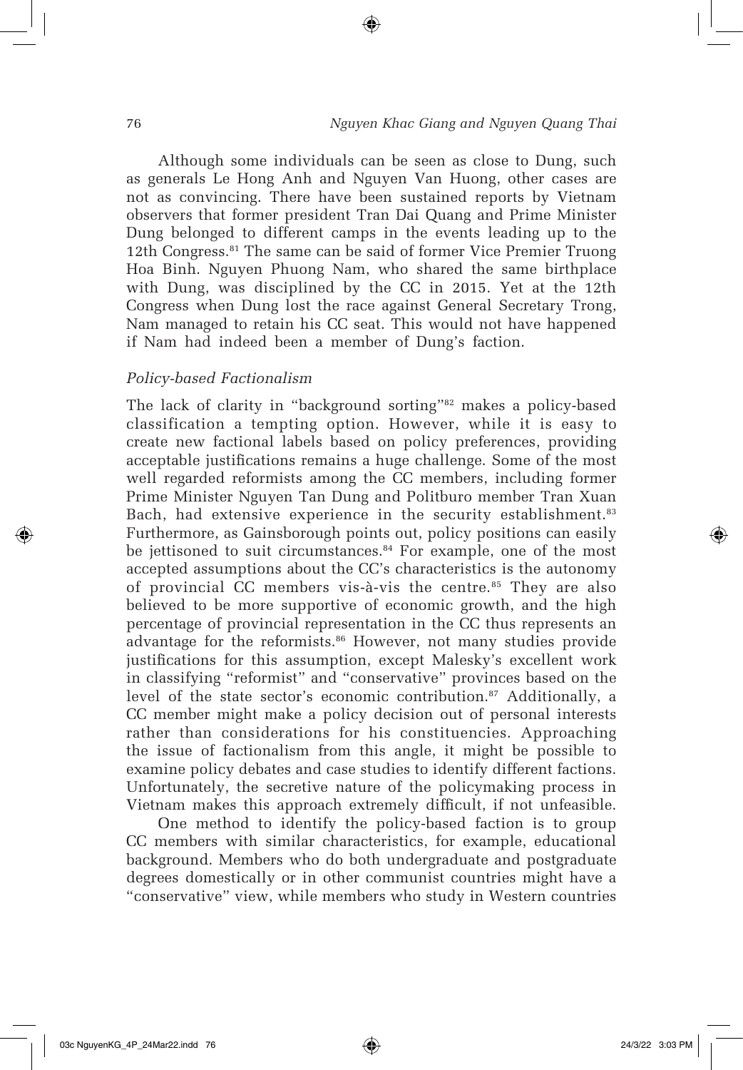Although some individuals can be seen as close to Dung, such as generals Le Hong Anh and Nguyen Van Huong, other cases are not as convincing. There have been sustained reports by Vietnam observers that former president Tran Dai Quang and Prime Minister Dung belonged to different camps in the events leading up to the 12th Congress.[81] The same can be said of former Vice Premier Truong Hoa Binh. Nguyen Phuong Nam, who shared the same birthplace with Dung, was disciplined by the CC in 2015. Yet at the 12th Congress when Dung lost the race against General Secretary Trong, Nam managed to retain his CC seat. This would not have happened if Nam had indeed been a member of Dung's faction.

### *Policy-based Factionalism*

The lack of clarity in "background sorting"[82] makes a policy-based classification a tempting option. However, while it is easy to create new factional labels based on policy preferences, providing acceptable justifications remains a huge challenge. Some of the most well regarded reformists among the CC members, including former Prime Minister Nguyen Tan Dung and Politburo member Tran Xuan Bach, had extensive experience in the security establishment.[83] Furthermore, as Gainsborough points out, policy positions can easily be jettisoned to suit circumstances.[84] For example, one of the most accepted assumptions about the CC's characteristics is the autonomy of provincial CC members vis-à-vis the centre.[85] They are also believed to be more supportive of economic growth, and the high percentage of provincial representation in the CC thus represents an advantage for the reformists.[86] However, not many studies provide justifications for this assumption, except Malesky's excellent work in classifying "reformist" and "conservative" provinces based on the level of the state sector's economic contribution.[87] Additionally, a CC member might make a policy decision out of personal interests rather than considerations for his constituencies. Approaching the issue of factionalism from this angle, it might be possible to examine policy debates and case studies to identify different factions. Unfortunately, the secretive nature of the policymaking process in Vietnam makes this approach extremely difficult, if not unfeasible.

One method to identify the policy-based faction is to group CC members with similar characteristics, for example, educational background. Members who do both undergraduate and postgraduate degrees domestically or in other communist countries might have a "conservative" view, while members who study in Western countries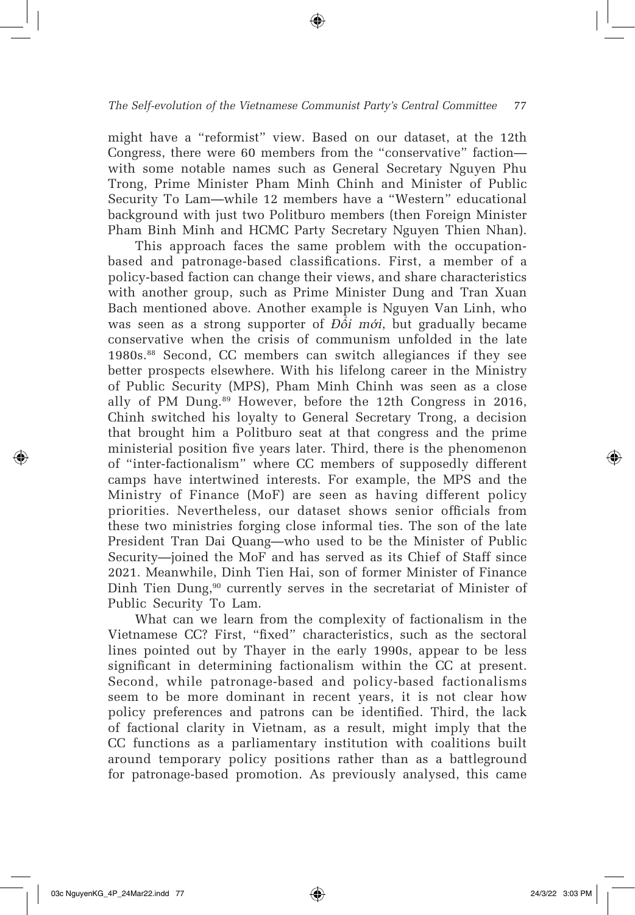might have a "reformist" view. Based on our dataset, at the 12th Congress, there were 60 members from the "conservative" faction—with some notable names such as General Secretary Nguyen Phu Trong, Prime Minister Pham Minh Chinh and Minister of Public Security To Lam—while 12 members have a "Western" educational background with just two Politburo members (then Foreign Minister Pham Binh Minh and HCMC Party Secretary Nguyen Thien Nhan).

This approach faces the same problem with the occupation-based and patronage-based classifications. First, a member of a policy-based faction can change their views, and share characteristics with another group, such as Prime Minister Dung and Tran Xuan Bach mentioned above. Another example is Nguyen Van Linh, who was seen as a strong supporter of *Đổi mới*, but gradually became conservative when the crisis of communism unfolded in the late 1980s.[88] Second, CC members can switch allegiances if they see better prospects elsewhere. With his lifelong career in the Ministry of Public Security (MPS), Pham Minh Chinh was seen as a close ally of PM Dung.[89] However, before the 12th Congress in 2016, Chinh switched his loyalty to General Secretary Trong, a decision that brought him a Politburo seat at that congress and the prime ministerial position five years later. Third, there is the phenomenon of "inter-factionalism" where CC members of supposedly different camps have intertwined interests. For example, the MPS and the Ministry of Finance (MoF) are seen as having different policy priorities. Nevertheless, our dataset shows senior officials from these two ministries forging close informal ties. The son of the late President Tran Dai Quang—who used to be the Minister of Public Security—joined the MoF and has served as its Chief of Staff since 2021. Meanwhile, Dinh Tien Hai, son of former Minister of Finance Dinh Tien Dung,[90] currently serves in the secretariat of Minister of Public Security To Lam.

What can we learn from the complexity of factionalism in the Vietnamese CC? First, "fixed" characteristics, such as the sectoral lines pointed out by Thayer in the early 1990s, appear to be less significant in determining factionalism within the CC at present. Second, while patronage-based and policy-based factionalisms seem to be more dominant in recent years, it is not clear how policy preferences and patrons can be identified. Third, the lack of factional clarity in Vietnam, as a result, might imply that the CC functions as a parliamentary institution with coalitions built around temporary policy positions rather than as a battleground for patronage-based promotion. As previously analysed, this came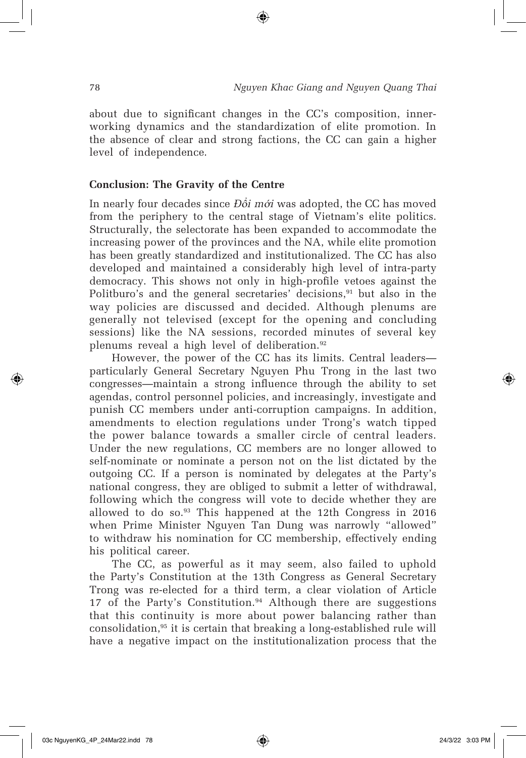about due to significant changes in the CC's composition, inner-working dynamics and the standardization of elite promotion. In the absence of clear and strong factions, the CC can gain a higher level of independence.

## Conclusion: The Gravity of the Centre

In nearly four decades since *Đổi mới* was adopted, the CC has moved from the periphery to the central stage of Vietnam's elite politics. Structurally, the selectorate has been expanded to accommodate the increasing power of the provinces and the NA, while elite promotion has been greatly standardized and institutionalized. The CC has also developed and maintained a considerably high level of intra-party democracy. This shows not only in high-profile vetoes against the Politburo's and the general secretaries' decisions,[91] but also in the way policies are discussed and decided. Although plenums are generally not televised (except for the opening and concluding sessions) like the NA sessions, recorded minutes of several key plenums reveal a high level of deliberation.[92]

However, the power of the CC has its limits. Central leaders—particularly General Secretary Nguyen Phu Trong in the last two congresses—maintain a strong influence through the ability to set agendas, control personnel policies, and increasingly, investigate and punish CC members under anti-corruption campaigns. In addition, amendments to election regulations under Trong's watch tipped the power balance towards a smaller circle of central leaders. Under the new regulations, CC members are no longer allowed to self-nominate or nominate a person not on the list dictated by the outgoing CC. If a person is nominated by delegates at the Party's national congress, they are obliged to submit a letter of withdrawal, following which the congress will vote to decide whether they are allowed to do so.[93] This happened at the 12th Congress in 2016 when Prime Minister Nguyen Tan Dung was narrowly "allowed" to withdraw his nomination for CC membership, effectively ending his political career.

The CC, as powerful as it may seem, also failed to uphold the Party's Constitution at the 13th Congress as General Secretary Trong was re-elected for a third term, a clear violation of Article 17 of the Party's Constitution.[94] Although there are suggestions that this continuity is more about power balancing rather than consolidation,[95] it is certain that breaking a long-established rule will have a negative impact on the institutionalization process that the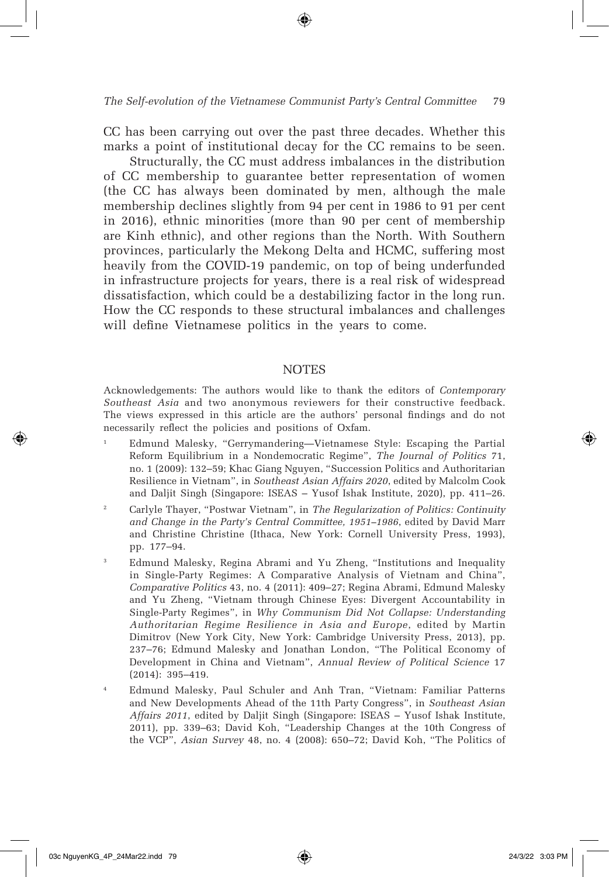CC has been carrying out over the past three decades. Whether this marks a point of institutional decay for the CC remains to be seen.

Structurally, the CC must address imbalances in the distribution of CC membership to guarantee better representation of women (the CC has always been dominated by men, although the male membership declines slightly from 94 per cent in 1986 to 91 per cent in 2016), ethnic minorities (more than 90 per cent of membership are Kinh ethnic), and other regions than the North. With Southern provinces, particularly the Mekong Delta and HCMC, suffering most heavily from the COVID-19 pandemic, on top of being underfunded in infrastructure projects for years, there is a real risk of widespread dissatisfaction, which could be a destabilizing factor in the long run. How the CC responds to these structural imbalances and challenges will define Vietnamese politics in the years to come.

## NOTES

Acknowledgements: The authors would like to thank the editors of *Contemporary Southeast Asia* and two anonymous reviewers for their constructive feedback. The views expressed in this article are the authors' personal findings and do not necessarily reflect the policies and positions of Oxfam.

1. Edmund Malesky, "Gerrymandering—Vietnamese Style: Escaping the Partial Reform Equilibrium in a Nondemocratic Regime", *The Journal of Politics* 71, no. 1 (2009): 132–59; Khac Giang Nguyen, "Succession Politics and Authoritarian Resilience in Vietnam", in *Southeast Asian Affairs 2020*, edited by Malcolm Cook and Daljit Singh (Singapore: ISEAS – Yusof Ishak Institute, 2020), pp. 411–26.

2. Carlyle Thayer, "Postwar Vietnam", in *The Regularization of Politics: Continuity and Change in the Party's Central Committee, 1951–1986*, edited by David Marr and Christine Christine (Ithaca, New York: Cornell University Press, 1993), pp. 177–94.

3. Edmund Malesky, Regina Abrami and Yu Zheng, "Institutions and Inequality in Single-Party Regimes: A Comparative Analysis of Vietnam and China", *Comparative Politics* 43, no. 4 (2011): 409–27; Regina Abrami, Edmund Malesky and Yu Zheng, "Vietnam through Chinese Eyes: Divergent Accountability in Single-Party Regimes", in *Why Communism Did Not Collapse: Understanding Authoritarian Regime Resilience in Asia and Europe*, edited by Martin Dimitrov (New York City, New York: Cambridge University Press, 2013), pp. 237–76; Edmund Malesky and Jonathan London, "The Political Economy of Development in China and Vietnam", *Annual Review of Political Science* 17 (2014): 395–419.

4. Edmund Malesky, Paul Schuler and Anh Tran, "Vietnam: Familiar Patterns and New Developments Ahead of the 11th Party Congress", in *Southeast Asian Affairs 2011,* edited by Daljit Singh (Singapore: ISEAS – Yusof Ishak Institute, 2011), pp. 339–63; David Koh, "Leadership Changes at the 10th Congress of the VCP", *Asian Survey* 48, no. 4 (2008): 650–72; David Koh, "The Politics of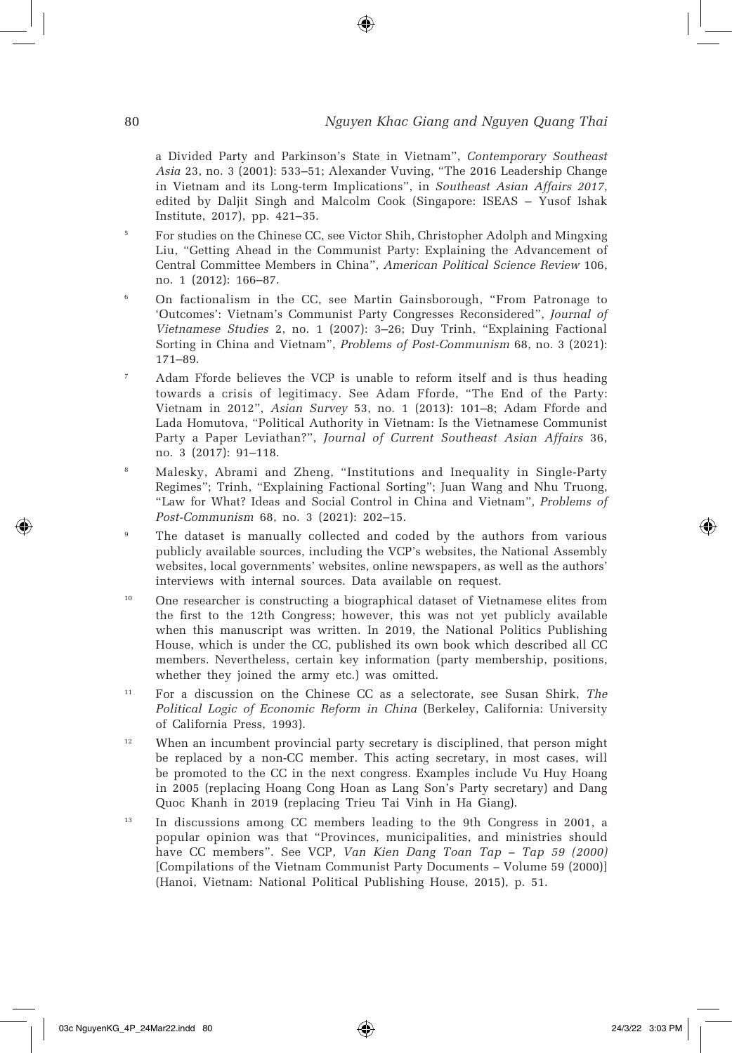a Divided Party and Parkinson's State in Vietnam", *Contemporary Southeast Asia* 23, no. 3 (2001): 533–51; Alexander Vuving, "The 2016 Leadership Change in Vietnam and its Long-term Implications", in *Southeast Asian Affairs 2017*, edited by Daljit Singh and Malcolm Cook (Singapore: ISEAS – Yusof Ishak Institute, 2017), pp. 421–35.

[5] For studies on the Chinese CC, see Victor Shih, Christopher Adolph and Mingxing Liu, "Getting Ahead in the Communist Party: Explaining the Advancement of Central Committee Members in China", *American Political Science Review* 106, no. 1 (2012): 166–87.

[6] On factionalism in the CC, see Martin Gainsborough, "From Patronage to 'Outcomes': Vietnam's Communist Party Congresses Reconsidered", *Journal of Vietnamese Studies* 2, no. 1 (2007): 3–26; Duy Trinh, "Explaining Factional Sorting in China and Vietnam", *Problems of Post-Communism* 68, no. 3 (2021): 171–89.

[7] Adam Fforde believes the VCP is unable to reform itself and is thus heading towards a crisis of legitimacy. See Adam Fforde, "The End of the Party: Vietnam in 2012", *Asian Survey* 53, no. 1 (2013): 101–8; Adam Fforde and Lada Homutova, "Political Authority in Vietnam: Is the Vietnamese Communist Party a Paper Leviathan?", *Journal of Current Southeast Asian Affairs* 36, no. 3 (2017): 91–118.

[8] Malesky, Abrami and Zheng, "Institutions and Inequality in Single-Party Regimes"; Trinh, "Explaining Factional Sorting"; Juan Wang and Nhu Truong, "Law for What? Ideas and Social Control in China and Vietnam", *Problems of Post-Communism* 68, no. 3 (2021): 202–15.

[9] The dataset is manually collected and coded by the authors from various publicly available sources, including the VCP's websites, the National Assembly websites, local governments' websites, online newspapers, as well as the authors' interviews with internal sources. Data available on request.

[10] One researcher is constructing a biographical dataset of Vietnamese elites from the first to the 12th Congress; however, this was not yet publicly available when this manuscript was written. In 2019, the National Politics Publishing House, which is under the CC, published its own book which described all CC members. Nevertheless, certain key information (party membership, positions, whether they joined the army etc.) was omitted.

[11] For a discussion on the Chinese CC as a selectorate, see Susan Shirk, *The Political Logic of Economic Reform in China* (Berkeley, California: University of California Press, 1993).

[12] When an incumbent provincial party secretary is disciplined, that person might be replaced by a non-CC member. This acting secretary, in most cases, will be promoted to the CC in the next congress. Examples include Vu Huy Hoang in 2005 (replacing Hoang Cong Hoan as Lang Son's Party secretary) and Dang Quoc Khanh in 2019 (replacing Trieu Tai Vinh in Ha Giang).

[13] In discussions among CC members leading to the 9th Congress in 2001, a popular opinion was that "Provinces, municipalities, and ministries should have CC members". See VCP, *Van Kien Dang Toan Tap – Tap 59 (2000)* [Compilations of the Vietnam Communist Party Documents – Volume 59 (2000)] (Hanoi, Vietnam: National Political Publishing House, 2015), p. 51.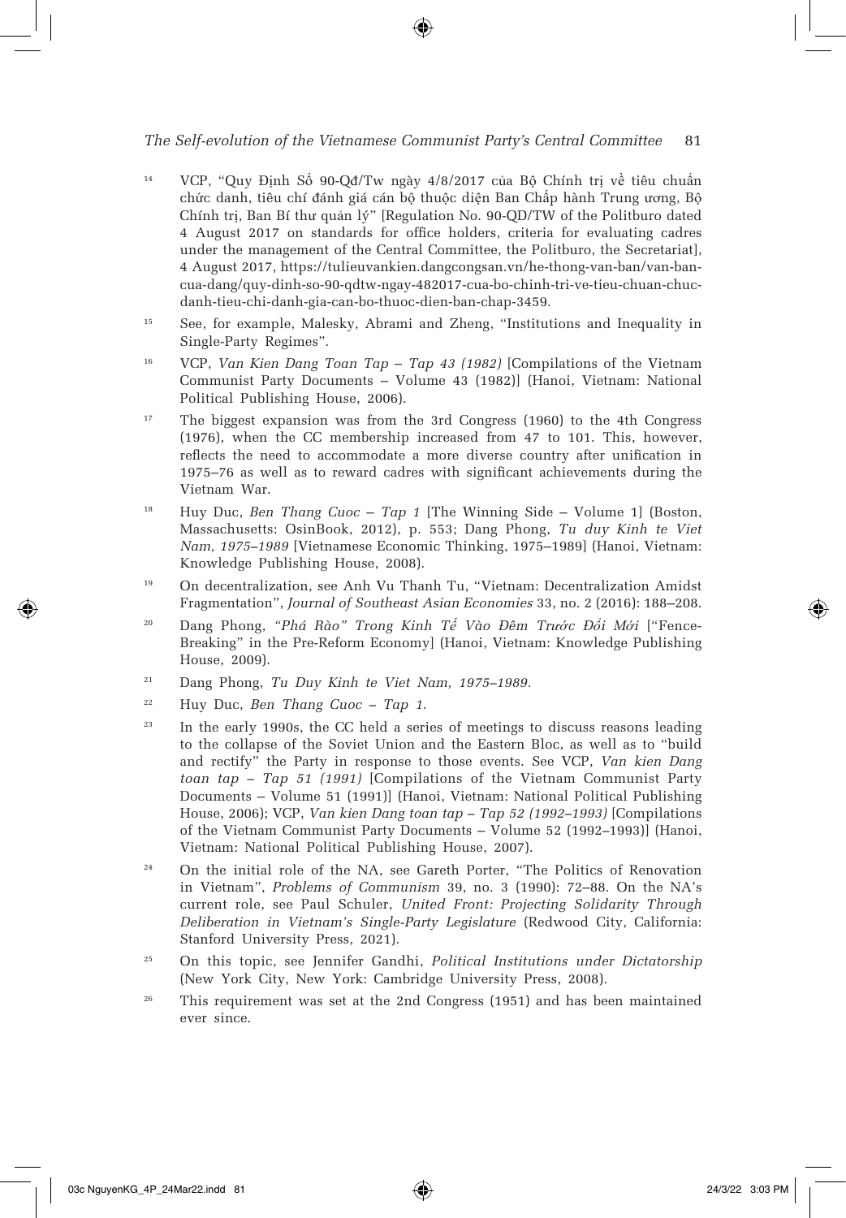[14] VCP, "Quy Định Số 90-Qđ/Tw ngày 4/8/2017 của Bộ Chính trị về tiêu chuẩn chức danh, tiêu chí đánh giá cán bộ thuộc diện Ban Chấp hành Trung ương, Bộ Chính trị, Ban Bí thư quản lý" [Regulation No. 90-QD/TW of the Politburo dated 4 August 2017 on standards for office holders, criteria for evaluating cadres under the management of the Central Committee, the Politburo, the Secretariat], 4 August 2017, https://tulieuvankien.dangcongsan.vn/he-thong-van-ban/van-ban-cua-dang/quy-dinh-so-90-qdtw-ngay-482017-cua-bo-chinh-tri-ve-tieu-chuan-chuc-danh-tieu-chi-danh-gia-can-bo-thuoc-dien-ban-chap-3459.

[15] See, for example, Malesky, Abrami and Zheng, "Institutions and Inequality in Single-Party Regimes".

[16] VCP, *Van Kien Dang Toan Tap – Tap 43 (1982)* [Compilations of the Vietnam Communist Party Documents – Volume 43 (1982)] (Hanoi, Vietnam: National Political Publishing House, 2006).

[17] The biggest expansion was from the 3rd Congress (1960) to the 4th Congress (1976), when the CC membership increased from 47 to 101. This, however, reflects the need to accommodate a more diverse country after unification in 1975–76 as well as to reward cadres with significant achievements during the Vietnam War.

[18] Huy Duc, *Ben Thang Cuoc – Tap 1* [The Winning Side – Volume 1] (Boston, Massachusetts: OsinBook, 2012), p. 553; Dang Phong, *Tu duy Kinh te Viet Nam, 1975–1989* [Vietnamese Economic Thinking, 1975–1989] (Hanoi, Vietnam: Knowledge Publishing House, 2008).

[19] On decentralization, see Anh Vu Thanh Tu, "Vietnam: Decentralization Amidst Fragmentation", *Journal of Southeast Asian Economies* 33, no. 2 (2016): 188–208.

[20] Dang Phong, *"Phá Rào" Trong Kinh Tế Vào Đêm Trước Đổi Mới* ["Fence-Breaking" in the Pre-Reform Economy] (Hanoi, Vietnam: Knowledge Publishing House, 2009).

[21] Dang Phong, *Tu Duy Kinh te Viet Nam, 1975–1989*.

[22] Huy Duc, *Ben Thang Cuoc – Tap 1*.

[23] In the early 1990s, the CC held a series of meetings to discuss reasons leading to the collapse of the Soviet Union and the Eastern Bloc, as well as to "build and rectify" the Party in response to those events. See VCP, *Van kien Dang toan tap – Tap 51 (1991)* [Compilations of the Vietnam Communist Party Documents – Volume 51 (1991)] (Hanoi, Vietnam: National Political Publishing House, 2006); VCP, *Van kien Dang toan tap – Tap 52 (1992–1993)* [Compilations of the Vietnam Communist Party Documents – Volume 52 (1992–1993)] (Hanoi, Vietnam: National Political Publishing House, 2007).

[24] On the initial role of the NA, see Gareth Porter, "The Politics of Renovation in Vietnam", *Problems of Communism* 39, no. 3 (1990): 72–88. On the NA's current role, see Paul Schuler, *United Front: Projecting Solidarity Through Deliberation in Vietnam's Single-Party Legislature* (Redwood City, California: Stanford University Press, 2021).

[25] On this topic, see Jennifer Gandhi, *Political Institutions under Dictatorship* (New York City, New York: Cambridge University Press, 2008).

[26] This requirement was set at the 2nd Congress (1951) and has been maintained ever since.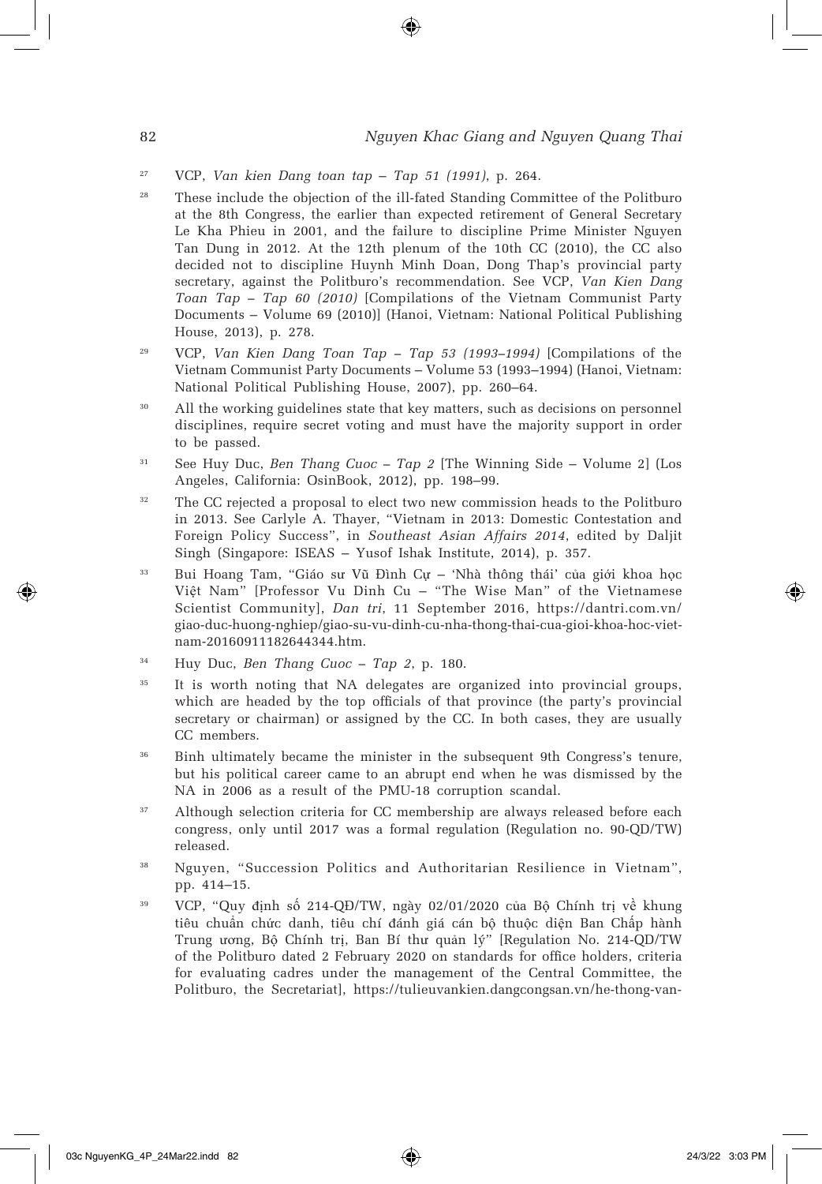27 VCP, *Van kien Dang toan tap – Tap 51 (1991)*, p. 264.

28 These include the objection of the ill-fated Standing Committee of the Politburo at the 8th Congress, the earlier than expected retirement of General Secretary Le Kha Phieu in 2001, and the failure to discipline Prime Minister Nguyen Tan Dung in 2012. At the 12th plenum of the 10th CC (2010), the CC also decided not to discipline Huynh Minh Doan, Dong Thap's provincial party secretary, against the Politburo's recommendation. See VCP, *Van Kien Dang Toan Tap – Tap 60 (2010)* [Compilations of the Vietnam Communist Party Documents – Volume 60 (2010)] (Hanoi, Vietnam: National Political Publishing House, 2013), p. 278.

29 VCP, *Van Kien Dang Toan Tap – Tap 53 (1993–1994)* [Compilations of the Vietnam Communist Party Documents – Volume 53 (1993–1994) (Hanoi, Vietnam: National Political Publishing House, 2007), pp. 260–64.

30 All the working guidelines state that key matters, such as decisions on personnel disciplines, require secret voting and must have the majority support in order to be passed.

31 See Huy Duc, *Ben Thang Cuoc – Tap 2* [The Winning Side – Volume 2] (Los Angeles, California: OsinBook, 2012), pp. 198–99.

32 The CC rejected a proposal to elect two new commission heads to the Politburo in 2013. See Carlyle A. Thayer, "Vietnam in 2013: Domestic Contestation and Foreign Policy Success", in *Southeast Asian Affairs 2014*, edited by Daljit Singh (Singapore: ISEAS – Yusof Ishak Institute, 2014), p. 357.

33 Bui Hoang Tam, "Giáo sư Vũ Đình Cự – 'Nhà thông thái' của giới khoa học Việt Nam" [Professor Vu Dinh Cu – "The Wise Man" of the Vietnamese Scientist Community], *Dan tri*, 11 September 2016, https://dantri.com.vn/giao-duc-huong-nghiep/giao-su-vu-dinh-cu-nha-thong-thai-cua-gioi-khoa-hoc-viet-nam-20160911182644344.htm.

34 Huy Duc, *Ben Thang Cuoc – Tap 2*, p. 180.

35 It is worth noting that NA delegates are organized into provincial groups, which are headed by the top officials of that province (the party's provincial secretary or chairman) or assigned by the CC. In both cases, they are usually CC members.

36 Binh ultimately became the minister in the subsequent 9th Congress's tenure, but his political career came to an abrupt end when he was dismissed by the NA in 2006 as a result of the PMU-18 corruption scandal.

37 Although selection criteria for CC membership are always released before each congress, only until 2017 was a formal regulation (Regulation no. 90-QD/TW) released.

38 Nguyen, "Succession Politics and Authoritarian Resilience in Vietnam", pp. 414–15.

39 VCP, "Quy định số 214-QĐ/TW, ngày 02/01/2020 của Bộ Chính trị về khung tiêu chuẩn chức danh, tiêu chí đánh giá cán bộ thuộc diện Ban Chấp hành Trung ương, Bộ Chính trị, Ban Bí thư quản lý" [Regulation No. 214-QD/TW of the Politburo dated 2 February 2020 on standards for office holders, criteria for evaluating cadres under the management of the Central Committee, the Politburo, the Secretariat], https://tulieuvankien.dangcongsan.vn/he-thong-van-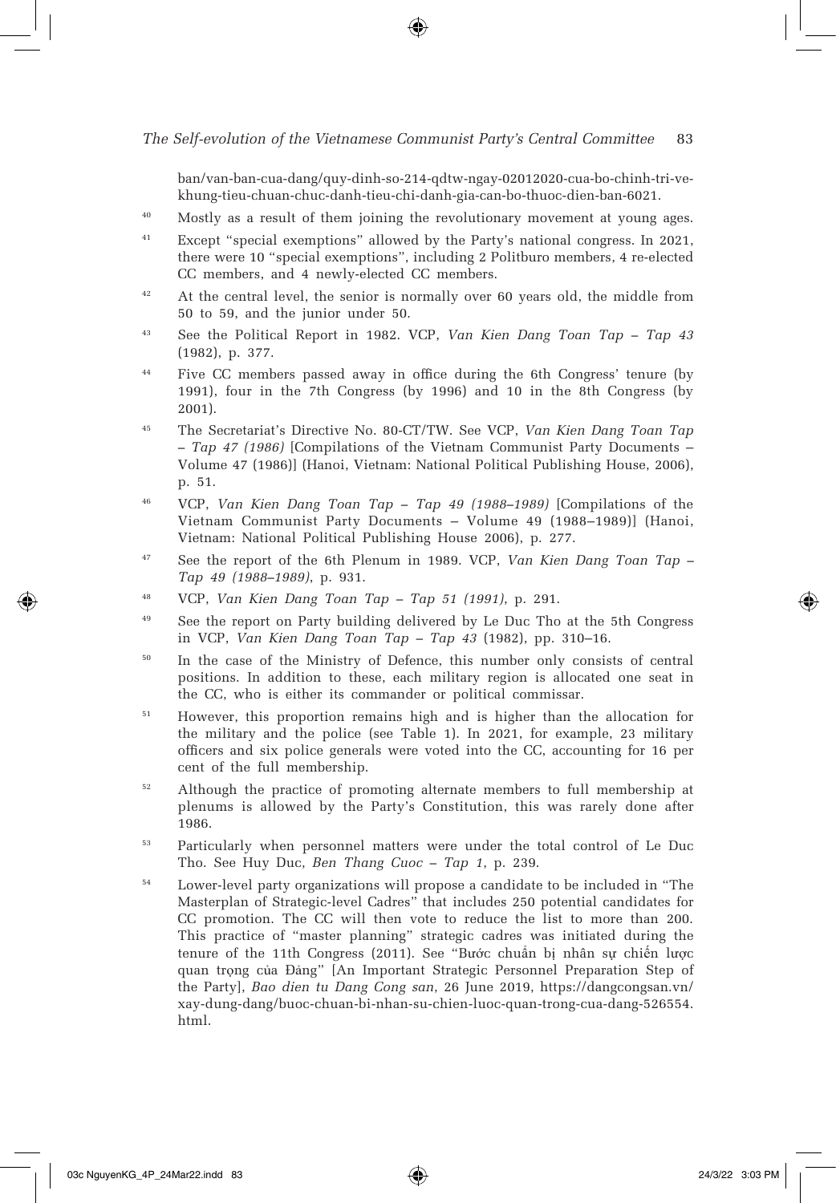ban/van-ban-cua-dang/quy-dinh-so-214-qdtw-ngay-02012020-cua-bo-chinh-tri-ve-khung-tieu-chuan-chuc-danh-tieu-chi-danh-gia-can-bo-thuoc-dien-ban-6021.

40 Mostly as a result of them joining the revolutionary movement at young ages.

41 Except "special exemptions" allowed by the Party's national congress. In 2021, there were 10 "special exemptions", including 2 Politburo members, 4 re-elected CC members, and 4 newly-elected CC members.

42 At the central level, the senior is normally over 60 years old, the middle from 50 to 59, and the junior under 50.

43 See the Political Report in 1982. VCP, *Van Kien Dang Toan Tap – Tap 43* (1982), p. 377.

44 Five CC members passed away in office during the 6th Congress' tenure (by 1991), four in the 7th Congress (by 1996) and 10 in the 8th Congress (by 2001).

45 The Secretariat's Directive No. 80-CT/TW. See VCP, *Van Kien Dang Toan Tap – Tap 47 (1986)* [Compilations of the Vietnam Communist Party Documents – Volume 47 (1986)] (Hanoi, Vietnam: National Political Publishing House, 2006), p. 51.

46 VCP, *Van Kien Dang Toan Tap – Tap 49 (1988–1989)* [Compilations of the Vietnam Communist Party Documents – Volume 49 (1988–1989)] (Hanoi, Vietnam: National Political Publishing House 2006), p. 277.

47 See the report of the 6th Plenum in 1989. VCP, *Van Kien Dang Toan Tap – Tap 49 (1988–1989)*, p. 931.

48 VCP, *Van Kien Dang Toan Tap – Tap 51 (1991)*, p. 291.

49 See the report on Party building delivered by Le Duc Tho at the 5th Congress in VCP, *Van Kien Dang Toan Tap – Tap 43* (1982), pp. 310–16.

50 In the case of the Ministry of Defence, this number only consists of central positions. In addition to these, each military region is allocated one seat in the CC, who is either its commander or political commissar.

51 However, this proportion remains high and is higher than the allocation for the military and the police (see Table 1). In 2021, for example, 23 military officers and six police generals were voted into the CC, accounting for 16 per cent of the full membership.

52 Although the practice of promoting alternate members to full membership at plenums is allowed by the Party's Constitution, this was rarely done after 1986.

53 Particularly when personnel matters were under the total control of Le Duc Tho. See Huy Duc, *Ben Thang Cuoc – Tap 1*, p. 239.

54 Lower-level party organizations will propose a candidate to be included in "The Masterplan of Strategic-level Cadres" that includes 250 potential candidates for CC promotion. The CC will then vote to reduce the list to more than 200. This practice of "master planning" strategic cadres was initiated during the tenure of the 11th Congress (2011). See "Bước chuẩn bị nhân sự chiến lược quan trọng của Đảng" [An Important Strategic Personnel Preparation Step of the Party], *Bao dien tu Dang Cong san*, 26 June 2019, https://dangcongsan.vn/xay-dung-dang/buoc-chuan-bi-nhan-su-chien-luoc-quan-trong-cua-dang-526554.html.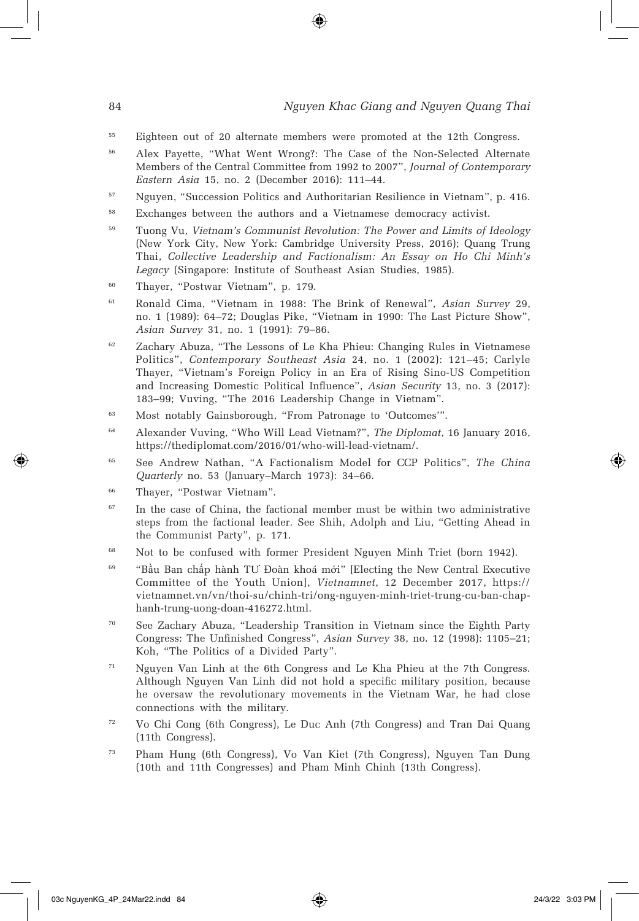55 Eighteen out of 20 alternate members were promoted at the 12th Congress.

56 Alex Payette, "What Went Wrong?: The Case of the Non-Selected Alternate Members of the Central Committee from 1992 to 2007", *Journal of Contemporary Eastern Asia* 15, no. 2 (December 2016): 111–44.

57 Nguyen, "Succession Politics and Authoritarian Resilience in Vietnam", p. 416.

58 Exchanges between the authors and a Vietnamese democracy activist.

59 Tuong Vu, *Vietnam's Communist Revolution: The Power and Limits of Ideology* (New York City, New York: Cambridge University Press, 2016); Quang Trung Thai, *Collective Leadership and Factionalism: An Essay on Ho Chi Minh's Legacy* (Singapore: Institute of Southeast Asian Studies, 1985).

60 Thayer, "Postwar Vietnam", p. 179.

61 Ronald Cima, "Vietnam in 1988: The Brink of Renewal", *Asian Survey* 29, no. 1 (1989): 64–72; Douglas Pike, "Vietnam in 1990: The Last Picture Show", *Asian Survey* 31, no. 1 (1991): 79–86.

62 Zachary Abuza, "The Lessons of Le Kha Phieu: Changing Rules in Vietnamese Politics", *Contemporary Southeast Asia* 24, no. 1 (2002): 121–45; Carlyle Thayer, "Vietnam's Foreign Policy in an Era of Rising Sino-US Competition and Increasing Domestic Political Influence", *Asian Security* 13, no. 3 (2017): 183–99; Vuving, "The 2016 Leadership Change in Vietnam".

63 Most notably Gainsborough, "From Patronage to 'Outcomes'".

64 Alexander Vuving, "Who Will Lead Vietnam?", *The Diplomat*, 16 January 2016, https://thediplomat.com/2016/01/who-will-lead-vietnam/.

65 See Andrew Nathan, "A Factionalism Model for CCP Politics", *The China Quarterly* no. 53 (January–March 1973): 34–66.

66 Thayer, "Postwar Vietnam".

67 In the case of China, the factional member must be within two administrative steps from the factional leader. See Shih, Adolph and Liu, "Getting Ahead in the Communist Party", p. 171.

68 Not to be confused with former President Nguyen Minh Triet (born 1942).

69 "Bầu Ban chấp hành TƯ Đoàn khoá mới" [Electing the New Central Executive Committee of the Youth Union], *Vietnamnet*, 12 December 2017, https://vietnamnet.vn/vn/thoi-su/chinh-tri/ong-nguyen-minh-triet-trung-cu-ban-chap-hanh-trung-uong-doan-416272.html.

70 See Zachary Abuza, "Leadership Transition in Vietnam since the Eighth Party Congress: The Unfinished Congress", *Asian Survey* 38, no. 12 (1998): 1105–21; Koh, "The Politics of a Divided Party".

71 Nguyen Van Linh at the 6th Congress and Le Kha Phieu at the 7th Congress. Although Nguyen Van Linh did not hold a specific military position, because he oversaw the revolutionary movements in the Vietnam War, he had close connections with the military.

72 Vo Chi Cong (6th Congress), Le Duc Anh (7th Congress) and Tran Dai Quang (11th Congress).

73 Pham Hung (6th Congress), Vo Van Kiet (7th Congress), Nguyen Tan Dung (10th and 11th Congresses) and Pham Minh Chinh (13th Congress).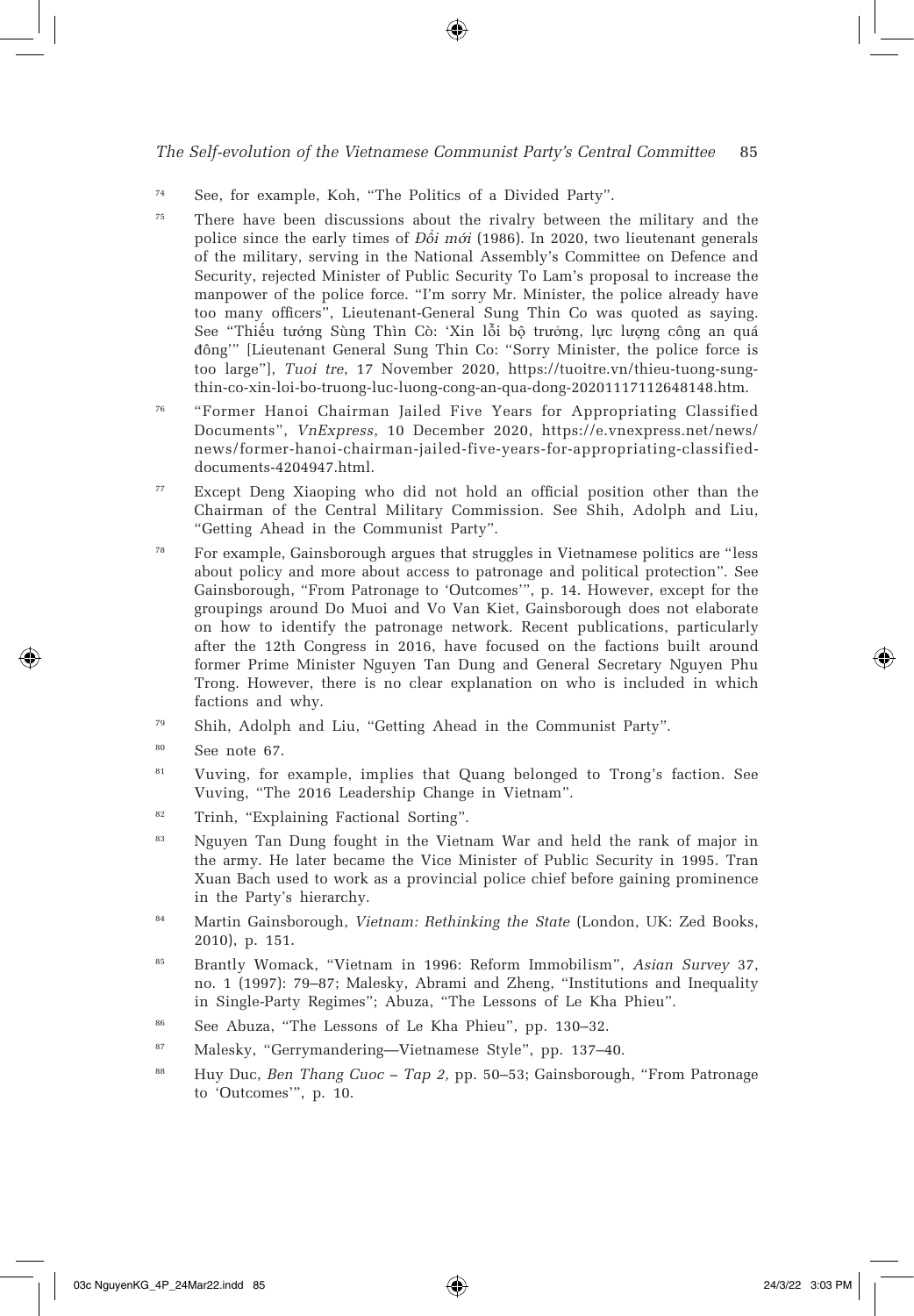[74] See, for example, Koh, "The Politics of a Divided Party".

[75] There have been discussions about the rivalry between the military and the police since the early times of *Đổi mới* (1986). In 2020, two lieutenant generals of the military, serving in the National Assembly's Committee on Defence and Security, rejected Minister of Public Security To Lam's proposal to increase the manpower of the police force. "I'm sorry Mr. Minister, the police already have too many officers", Lieutenant-General Sung Thin Co was quoted as saying. See "Thiếu tướng Sùng Thìn Cò: 'Xin lỗi bộ trưởng, lực lượng công an quá đông'" [Lieutenant General Sung Thin Co: "Sorry Minister, the police force is too large"], *Tuoi tre*, 17 November 2020, https://tuoitre.vn/thieu-tuong-sung-thin-co-xin-loi-bo-truong-luc-luong-cong-an-qua-dong-20201117112648148.htm.

[76] "Former Hanoi Chairman Jailed Five Years for Appropriating Classified Documents", *VnExpress*, 10 December 2020, https://e.vnexpress.net/news/news/former-hanoi-chairman-jailed-five-years-for-appropriating-classified-documents-4204947.html.

[77] Except Deng Xiaoping who did not hold an official position other than the Chairman of the Central Military Commission. See Shih, Adolph and Liu, "Getting Ahead in the Communist Party".

[78] For example, Gainsborough argues that struggles in Vietnamese politics are "less about policy and more about access to patronage and political protection". See Gainsborough, "From Patronage to 'Outcomes'", p. 14. However, except for the groupings around Do Muoi and Vo Van Kiet, Gainsborough does not elaborate on how to identify the patronage network. Recent publications, particularly after the 12th Congress in 2016, have focused on the factions built around former Prime Minister Nguyen Tan Dung and General Secretary Nguyen Phu Trong. However, there is no clear explanation on who is included in which factions and why.

[79] Shih, Adolph and Liu, "Getting Ahead in the Communist Party".

[80] See note 67.

[81] Vuving, for example, implies that Quang belonged to Trong's faction. See Vuving, "The 2016 Leadership Change in Vietnam".

[82] Trinh, "Explaining Factional Sorting".

[83] Nguyen Tan Dung fought in the Vietnam War and held the rank of major in the army. He later became the Vice Minister of Public Security in 1995. Tran Xuan Bach used to work as a provincial police chief before gaining prominence in the Party's hierarchy.

[84] Martin Gainsborough, *Vietnam: Rethinking the State* (London, UK: Zed Books, 2010), p. 151.

[85] Brantly Womack, "Vietnam in 1996: Reform Immobilism", *Asian Survey* 37, no. 1 (1997): 79–87; Malesky, Abrami and Zheng, "Institutions and Inequality in Single-Party Regimes"; Abuza, "The Lessons of Le Kha Phieu".

[86] See Abuza, "The Lessons of Le Kha Phieu", pp. 130–32.

[87] Malesky, "Gerrymandering—Vietnamese Style", pp. 137–40.

[88] Huy Duc, *Ben Thang Cuoc – Tap 2,* pp. 50–53; Gainsborough, "From Patronage to 'Outcomes'", p. 10.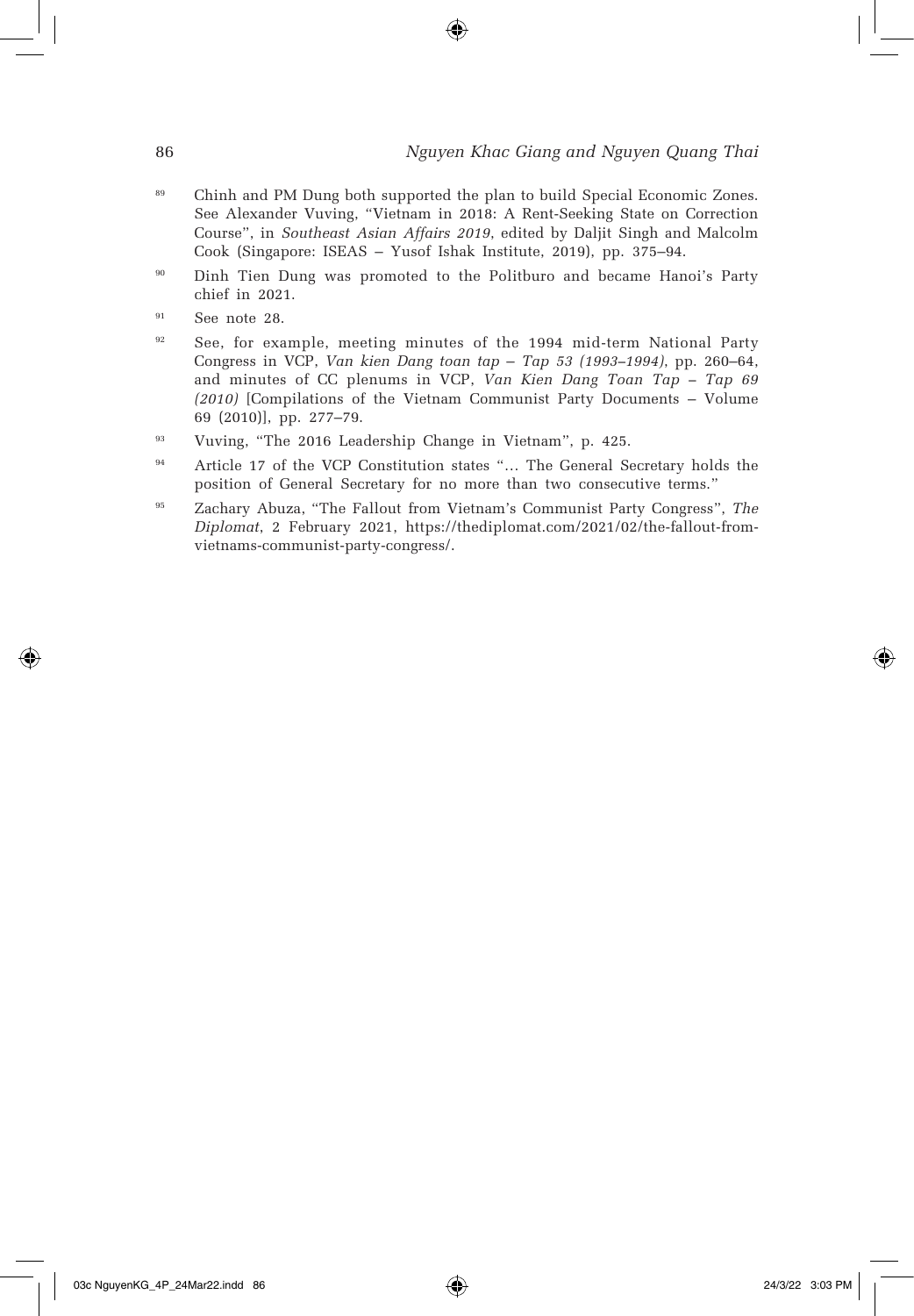[89] Chinh and PM Dung both supported the plan to build Special Economic Zones. See Alexander Vuving, "Vietnam in 2018: A Rent-Seeking State on Correction Course", in *Southeast Asian Affairs 2019*, edited by Daljit Singh and Malcolm Cook (Singapore: ISEAS – Yusof Ishak Institute, 2019), pp. 375–94.

[90] Dinh Tien Dung was promoted to the Politburo and became Hanoi's Party chief in 2021.

[91] See note 28.

[92] See, for example, meeting minutes of the 1994 mid-term National Party Congress in VCP, *Van kien Dang toan tap – Tap 53 (1993–1994)*, pp. 260–64, and minutes of CC plenums in VCP, *Van Kien Dang Toan Tap – Tap 69 (2010)* [Compilations of the Vietnam Communist Party Documents – Volume 69 (2010)], pp. 277–79.

[93] Vuving, "The 2016 Leadership Change in Vietnam", p. 425.

[94] Article 17 of the VCP Constitution states "… The General Secretary holds the position of General Secretary for no more than two consecutive terms."

[95] Zachary Abuza, "The Fallout from Vietnam's Communist Party Congress", *The Diplomat*, 2 February 2021, https://thediplomat.com/2021/02/the-fallout-from-vietnams-communist-party-congress/.